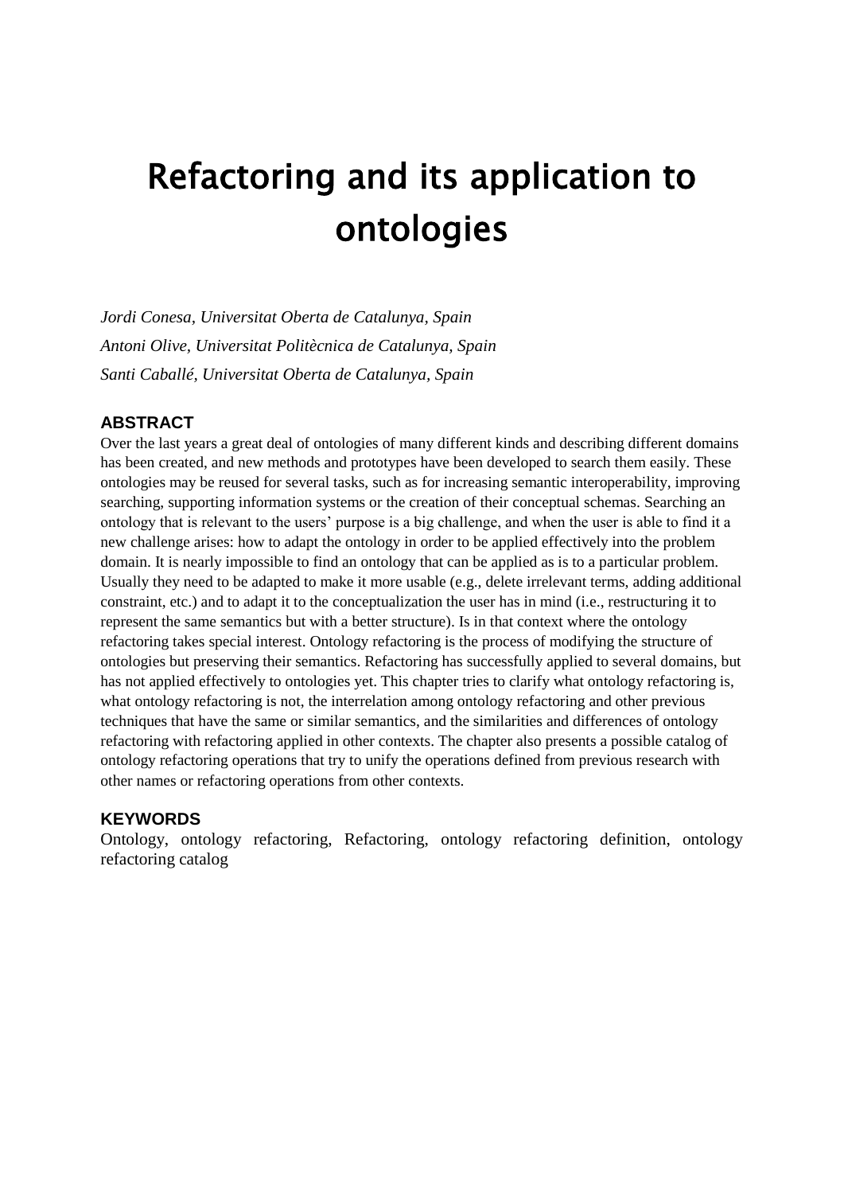# Refactoring and its application to ontologies

*Jordi Conesa, Universitat Oberta de Catalunya, Spain*

*Antoni Olive, Universitat Politècnica de Catalunya, Spain*

*Santi Caballé, Universitat Oberta de Catalunya, Spain*

## ABSTRACT

Over the last years a great deal of ontologies of many different kinds and describing different domains has been created, and new methods and prototypes have been developed to search them easily. These ontologies may be reused for several tasks, such as for increasing semantic interoperability, improving searching, supporting information systems or the creation of their conceptual schemas. Searching an ontology that is relevant to the users' purpose is a big challenge, and when the user is able to find it a new challenge arises: how to adapt the ontology in order to be applied effectively into the problem domain. It is nearly impossible to find an ontology that can be applied as is to a particular problem. Usually they need to be adapted to make it more usable (e.g., delete irrelevant terms, adding additional constraint, etc.) and to adapt it to the conceptualization the user has in mind (i.e., restructuring it to represent the same semantics but with a better structure). Is in that context where the ontology refactoring takes special interest. Ontology refactoring is the process of modifying the structure of ontologies but preserving their semantics. Refactoring has successfully applied to several domains, but has not applied effectively to ontologies yet. This chapter tries to clarify what ontology refactoring is, what ontology refactoring is not, the interrelation among ontology refactoring and other previous techniques that have the same or similar semantics, and the similarities and differences of ontology refactoring with refactoring applied in other contexts. The chapter also presents a possible catalog of ontology refactoring operations that try to unify the operations defined from previous research with other names or refactoring operations from other contexts.

## KEYWORDS

Ontology, ontology refactoring, Refactoring, ontology refactoring definition, ontology refactoring catalog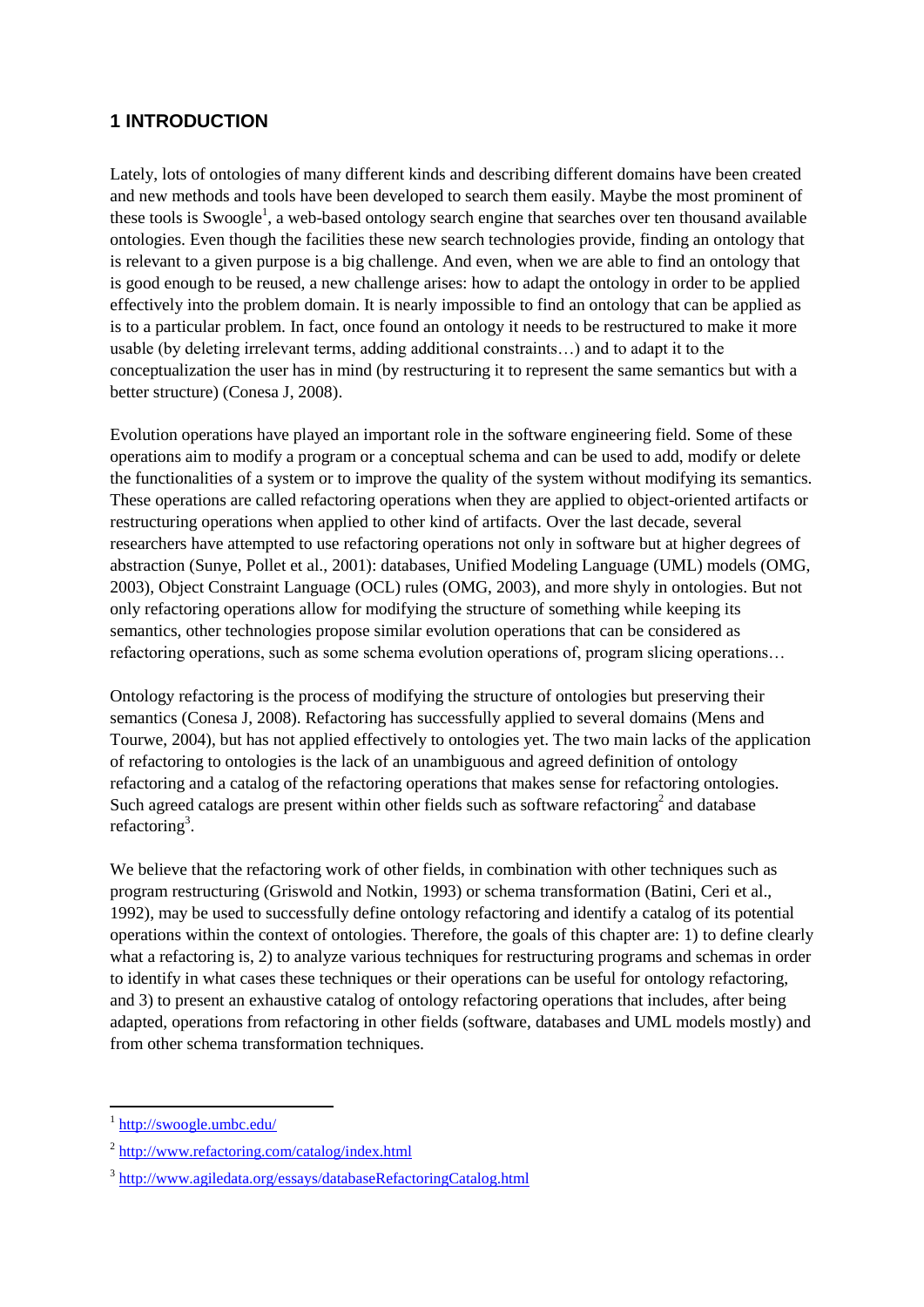## 1 INTRODUCTION

Lately, lots of ontologies of many different kinds and describing different domains have been created and new methods and tools have been developed to search them easily. Maybe the most prominent of these tools is Swoogle[1], a web-based ontology search engine that searches over ten thousand available ontologies. Even though the facilities these new search technologies provide, finding an ontology that is relevant to a given purpose is a big challenge. And even, when we are able to find an ontology that is good enough to be reused, a new challenge arises: how to adapt the ontology in order to be applied effectively into the problem domain. It is nearly impossible to find an ontology that can be applied as is to a particular problem. In fact, once found an ontology it needs to be restructured to make it more usable (by deleting irrelevant terms, adding additional constraints…) and to adapt it to the conceptualization the user has in mind (by restructuring it to represent the same semantics but with a better structure) (Conesa J, 2008).

Evolution operations have played an important role in the software engineering field. Some of these operations aim to modify a program or a conceptual schema and can be used to add, modify or delete the functionalities of a system or to improve the quality of the system without modifying its semantics. These operations are called refactoring operations when they are applied to object-oriented artifacts or restructuring operations when applied to other kind of artifacts. Over the last decade, several researchers have attempted to use refactoring operations not only in software but at higher degrees of abstraction (Sunye, Pollet et al., 2001): databases, Unified Modeling Language (UML) models (OMG, 2003), Object Constraint Language (OCL) rules (OMG, 2003), and more shyly in ontologies. But not only refactoring operations allow for modifying the structure of something while keeping its semantics, other technologies propose similar evolution operations that can be considered as refactoring operations, such as some schema evolution operations of, program slicing operations…

Ontology refactoring is the process of modifying the structure of ontologies but preserving their semantics (Conesa J, 2008). Refactoring has successfully applied to several domains (Mens and Tourwe, 2004), but has not applied effectively to ontologies yet. The two main lacks of the application of refactoring to ontologies is the lack of an unambiguous and agreed definition of ontology refactoring and a catalog of the refactoring operations that makes sense for refactoring ontologies. Such agreed catalogs are present within other fields such as software refactoring[2] and database refactoring[3].

We believe that the refactoring work of other fields, in combination with other techniques such as program restructuring (Griswold and Notkin, 1993) or schema transformation (Batini, Ceri et al., 1992), may be used to successfully define ontology refactoring and identify a catalog of its potential operations within the context of ontologies. Therefore, the goals of this chapter are: 1) to define clearly what a refactoring is, 2) to analyze various techniques for restructuring programs and schemas in order to identify in what cases these techniques or their operations can be useful for ontology refactoring, and 3) to present an exhaustive catalog of ontology refactoring operations that includes, after being adapted, operations from refactoring in other fields (software, databases and UML models mostly) and from other schema transformation techniques.

---

[1] http://swoogle.umbc.edu/

[2] http://www.refactoring.com/catalog/index.html

[3] http://www.agiledata.org/essays/databaseRefactoringCatalog.html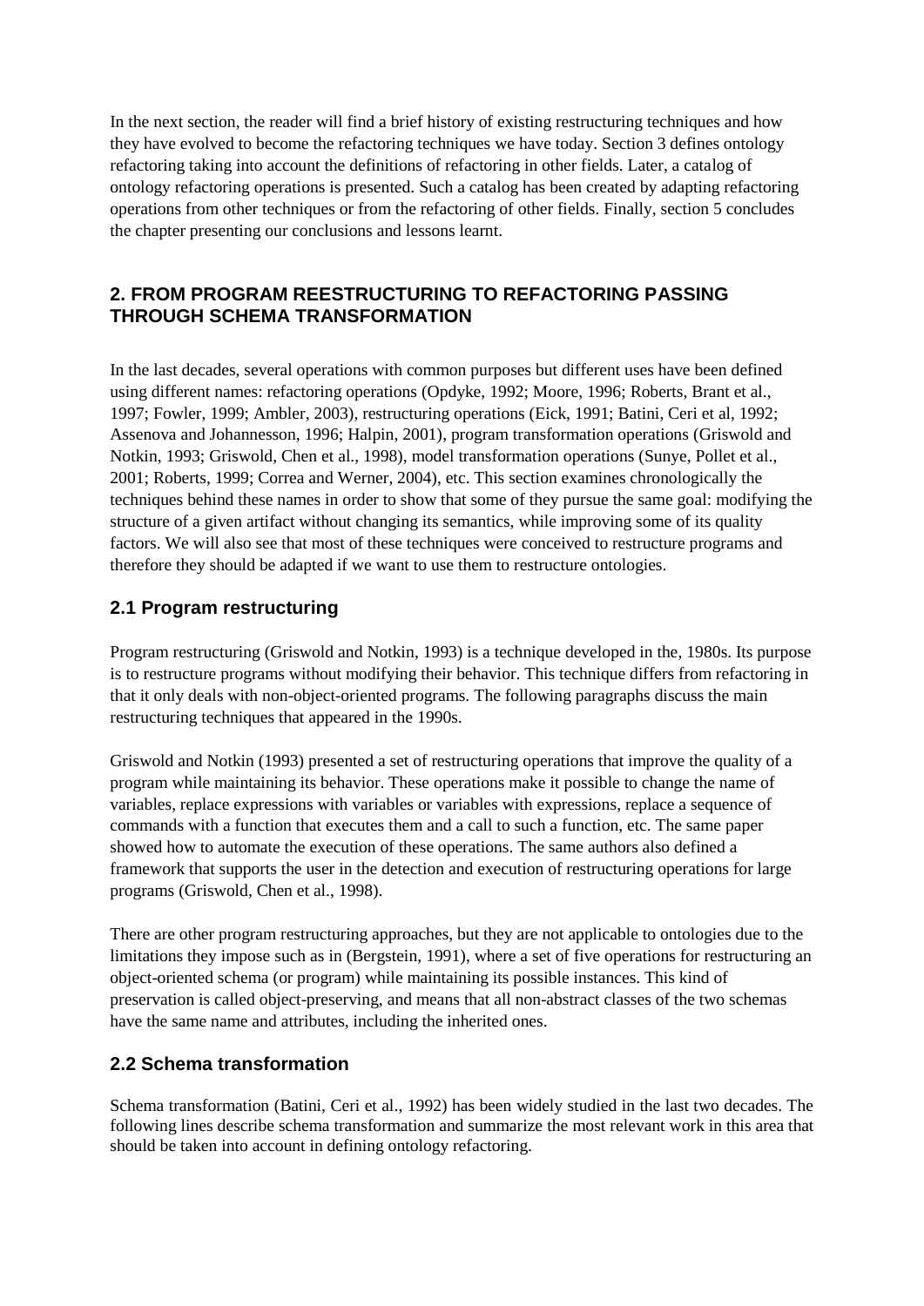In the next section, the reader will find a brief history of existing restructuring techniques and how they have evolved to become the refactoring techniques we have today. Section 3 defines ontology refactoring taking into account the definitions of refactoring in other fields. Later, a catalog of ontology refactoring operations is presented. Such a catalog has been created by adapting refactoring operations from other techniques or from the refactoring of other fields. Finally, section 5 concludes the chapter presenting our conclusions and lessons learnt.

## 2. FROM PROGRAM REESTRUCTURING TO REFACTORING PASSING THROUGH SCHEMA TRANSFORMATION

In the last decades, several operations with common purposes but different uses have been defined using different names: refactoring operations (Opdyke, 1992; Moore, 1996; Roberts, Brant et al., 1997; Fowler, 1999; Ambler, 2003), restructuring operations (Eick, 1991; Batini, Ceri et al, 1992; Assenova and Johannesson, 1996; Halpin, 2001), program transformation operations (Griswold and Notkin, 1993; Griswold, Chen et al., 1998), model transformation operations (Sunye, Pollet et al., 2001; Roberts, 1999; Correa and Werner, 2004), etc. This section examines chronologically the techniques behind these names in order to show that some of they pursue the same goal: modifying the structure of a given artifact without changing its semantics, while improving some of its quality factors. We will also see that most of these techniques were conceived to restructure programs and therefore they should be adapted if we want to use them to restructure ontologies.

### 2.1 Program restructuring

Program restructuring (Griswold and Notkin, 1993) is a technique developed in the, 1980s. Its purpose is to restructure programs without modifying their behavior. This technique differs from refactoring in that it only deals with non-object-oriented programs. The following paragraphs discuss the main restructuring techniques that appeared in the 1990s.

Griswold and Notkin (1993) presented a set of restructuring operations that improve the quality of a program while maintaining its behavior. These operations make it possible to change the name of variables, replace expressions with variables or variables with expressions, replace a sequence of commands with a function that executes them and a call to such a function, etc. The same paper showed how to automate the execution of these operations. The same authors also defined a framework that supports the user in the detection and execution of restructuring operations for large programs (Griswold, Chen et al., 1998).

There are other program restructuring approaches, but they are not applicable to ontologies due to the limitations they impose such as in (Bergstein, 1991), where a set of five operations for restructuring an object-oriented schema (or program) while maintaining its possible instances. This kind of preservation is called object-preserving, and means that all non-abstract classes of the two schemas have the same name and attributes, including the inherited ones.

### 2.2 Schema transformation

Schema transformation (Batini, Ceri et al., 1992) has been widely studied in the last two decades. The following lines describe schema transformation and summarize the most relevant work in this area that should be taken into account in defining ontology refactoring.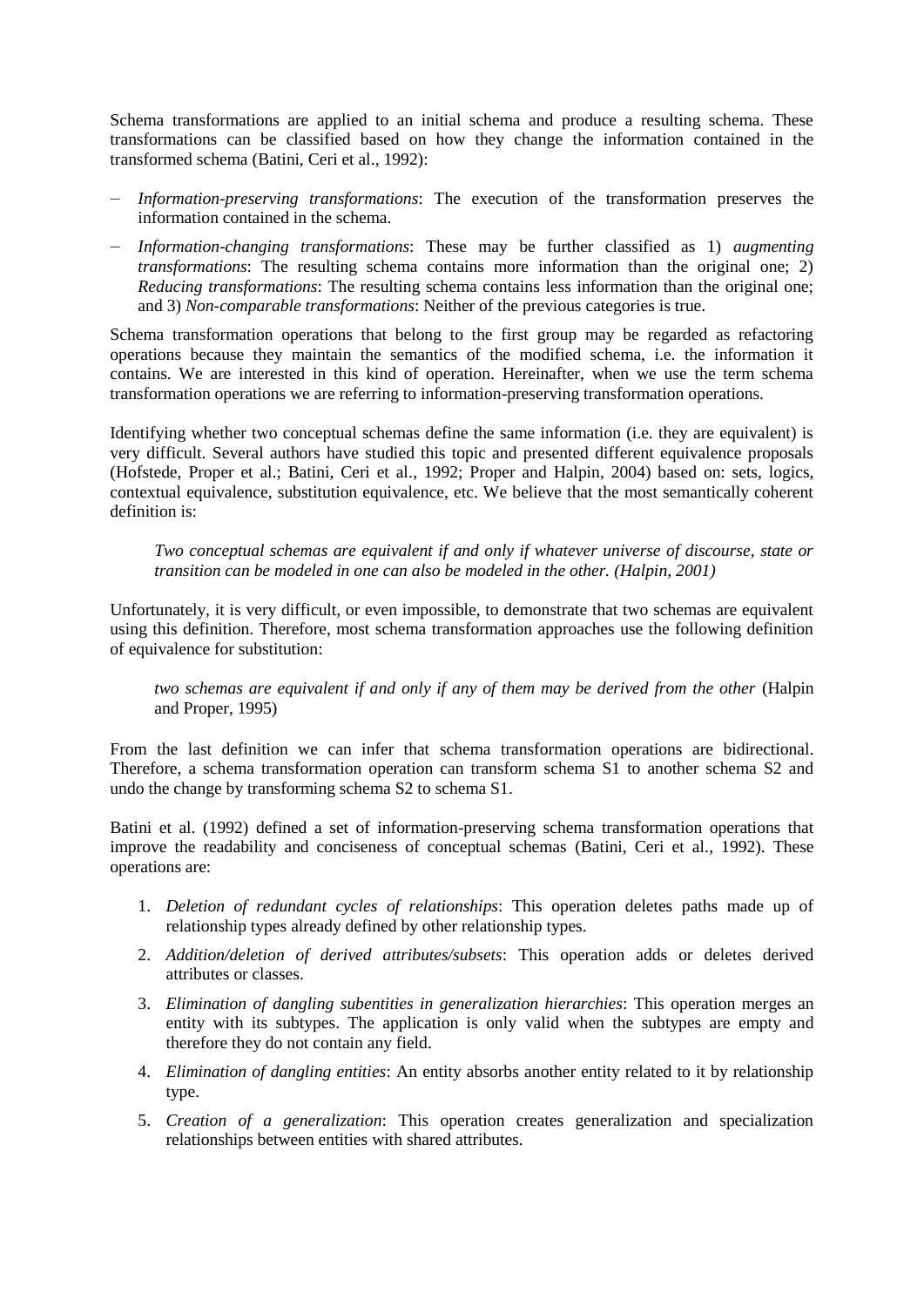Schema transformations are applied to an initial schema and produce a resulting schema. These transformations can be classified based on how they change the information contained in the transformed schema (Batini, Ceri et al., 1992):

- *Information-preserving transformations*: The execution of the transformation preserves the information contained in the schema.
- *Information-changing transformations*: These may be further classified as 1) *augmenting transformations*: The resulting schema contains more information than the original one; 2) *Reducing transformations*: The resulting schema contains less information than the original one; and 3) *Non-comparable transformations*: Neither of the previous categories is true.

Schema transformation operations that belong to the first group may be regarded as refactoring operations because they maintain the semantics of the modified schema, i.e. the information it contains. We are interested in this kind of operation. Hereinafter, when we use the term schema transformation operations we are referring to information-preserving transformation operations.

Identifying whether two conceptual schemas define the same information (i.e. they are equivalent) is very difficult. Several authors have studied this topic and presented different equivalence proposals (Hofstede, Proper et al.; Batini, Ceri et al., 1992; Proper and Halpin, 2004) based on: sets, logics, contextual equivalence, substitution equivalence, etc. We believe that the most semantically coherent definition is:

> *Two conceptual schemas are equivalent if and only if whatever universe of discourse, state or transition can be modeled in one can also be modeled in the other. (Halpin, 2001)*

Unfortunately, it is very difficult, or even impossible, to demonstrate that two schemas are equivalent using this definition. Therefore, most schema transformation approaches use the following definition of equivalence for substitution:

> *two schemas are equivalent if and only if any of them may be derived from the other* (Halpin and Proper, 1995)

From the last definition we can infer that schema transformation operations are bidirectional. Therefore, a schema transformation operation can transform schema S1 to another schema S2 and undo the change by transforming schema S2 to schema S1.

Batini et al. (1992) defined a set of information-preserving schema transformation operations that improve the readability and conciseness of conceptual schemas (Batini, Ceri et al., 1992). These operations are:

1. *Deletion of redundant cycles of relationships*: This operation deletes paths made up of relationship types already defined by other relationship types.
2. *Addition/deletion of derived attributes/subsets*: This operation adds or deletes derived attributes or classes.
3. *Elimination of dangling subentities in generalization hierarchies*: This operation merges an entity with its subtypes. The application is only valid when the subtypes are empty and therefore they do not contain any field.
4. *Elimination of dangling entities*: An entity absorbs another entity related to it by relationship type.
5. *Creation of a generalization*: This operation creates generalization and specialization relationships between entities with shared attributes.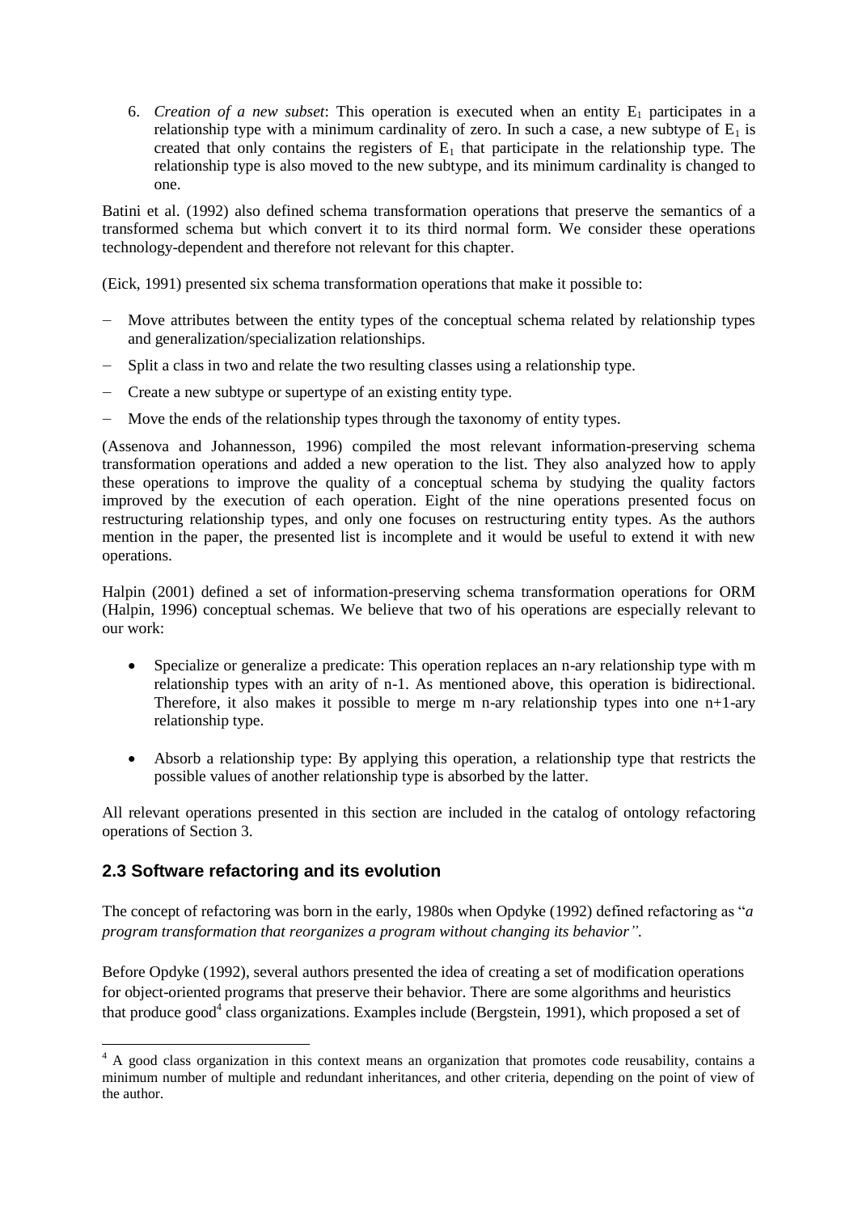6. *Creation of a new subset*: This operation is executed when an entity $E_1$ participates in a relationship type with a minimum cardinality of zero. In such a case, a new subtype of $E_1$ is created that only contains the registers of $E_1$ that participate in the relationship type. The relationship type is also moved to the new subtype, and its minimum cardinality is changed to one.

Batini et al. (1992) also defined schema transformation operations that preserve the semantics of a transformed schema but which convert it to its third normal form. We consider these operations technology-dependent and therefore not relevant for this chapter.

(Eick, 1991) presented six schema transformation operations that make it possible to:

- Move attributes between the entity types of the conceptual schema related by relationship types and generalization/specialization relationships.
- Split a class in two and relate the two resulting classes using a relationship type.
- Create a new subtype or supertype of an existing entity type.
- Move the ends of the relationship types through the taxonomy of entity types.

(Assenova and Johannesson, 1996) compiled the most relevant information-preserving schema transformation operations and added a new operation to the list. They also analyzed how to apply these operations to improve the quality of a conceptual schema by studying the quality factors improved by the execution of each operation. Eight of the nine operations presented focus on restructuring relationship types, and only one focuses on restructuring entity types. As the authors mention in the paper, the presented list is incomplete and it would be useful to extend it with new operations.

Halpin (2001) defined a set of information-preserving schema transformation operations for ORM (Halpin, 1996) conceptual schemas. We believe that two of his operations are especially relevant to our work:

- Specialize or generalize a predicate: This operation replaces an n-ary relationship type with m relationship types with an arity of n-1. As mentioned above, this operation is bidirectional. Therefore, it also makes it possible to merge m n-ary relationship types into one n+1-ary relationship type.
- Absorb a relationship type: By applying this operation, a relationship type that restricts the possible values of another relationship type is absorbed by the latter.

All relevant operations presented in this section are included in the catalog of ontology refactoring operations of Section 3.

## 2.3 Software refactoring and its evolution

The concept of refactoring was born in the early, 1980s when Opdyke (1992) defined refactoring as "*a program transformation that reorganizes a program without changing its behavior".*

Before Opdyke (1992), several authors presented the idea of creating a set of modification operations for object-oriented programs that preserve their behavior. There are some algorithms and heuristics that produce good[4] class organizations. Examples include (Bergstein, 1991), which proposed a set of

[4] A good class organization in this context means an organization that promotes code reusability, contains a minimum number of multiple and redundant inheritances, and other criteria, depending on the point of view of the author.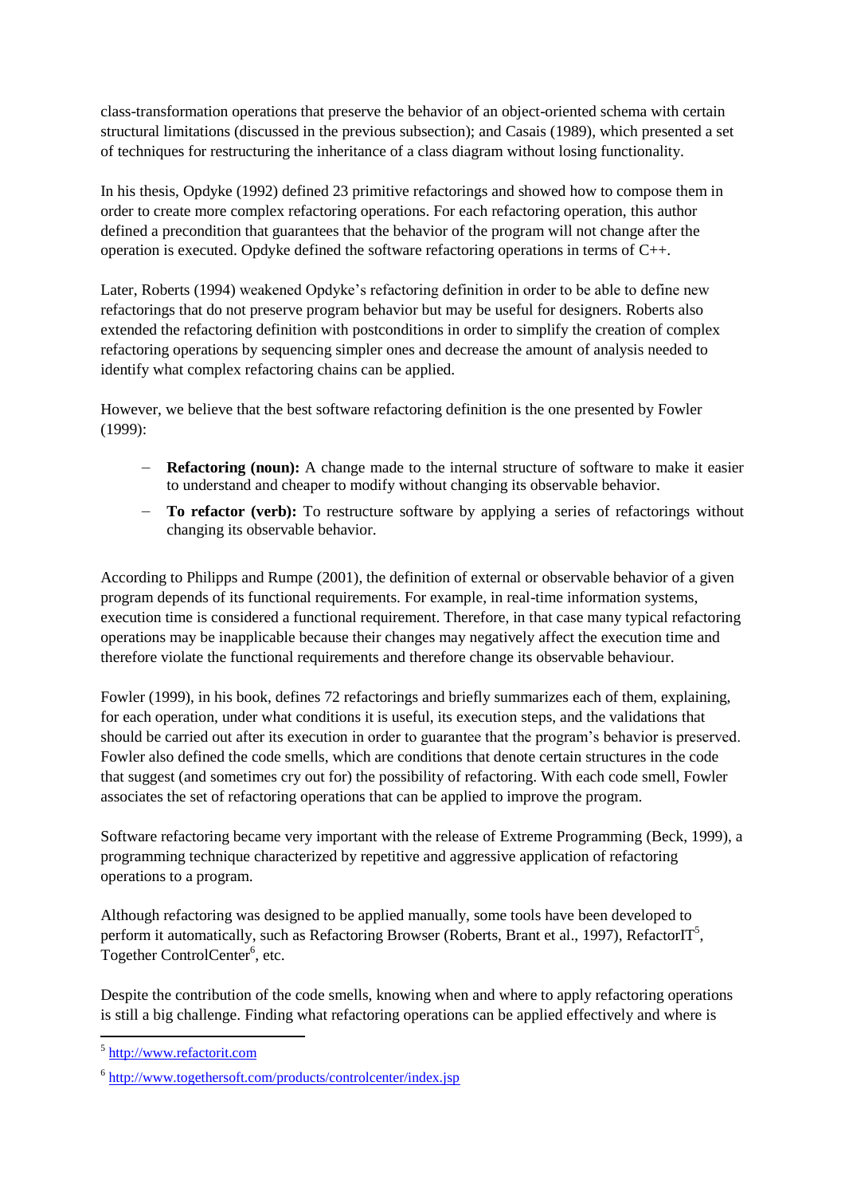class-transformation operations that preserve the behavior of an object-oriented schema with certain structural limitations (discussed in the previous subsection); and Casais (1989), which presented a set of techniques for restructuring the inheritance of a class diagram without losing functionality.

In his thesis, Opdyke (1992) defined 23 primitive refactorings and showed how to compose them in order to create more complex refactoring operations. For each refactoring operation, this author defined a precondition that guarantees that the behavior of the program will not change after the operation is executed. Opdyke defined the software refactoring operations in terms of C++.

Later, Roberts (1994) weakened Opdyke's refactoring definition in order to be able to define new refactorings that do not preserve program behavior but may be useful for designers. Roberts also extended the refactoring definition with postconditions in order to simplify the creation of complex refactoring operations by sequencing simpler ones and decrease the amount of analysis needed to identify what complex refactoring chains can be applied.

However, we believe that the best software refactoring definition is the one presented by Fowler (1999):

- **Refactoring (noun):** A change made to the internal structure of software to make it easier to understand and cheaper to modify without changing its observable behavior.
- **To refactor (verb):** To restructure software by applying a series of refactorings without changing its observable behavior.

According to Philipps and Rumpe (2001), the definition of external or observable behavior of a given program depends of its functional requirements. For example, in real-time information systems, execution time is considered a functional requirement. Therefore, in that case many typical refactoring operations may be inapplicable because their changes may negatively affect the execution time and therefore violate the functional requirements and therefore change its observable behaviour.

Fowler (1999), in his book, defines 72 refactorings and briefly summarizes each of them, explaining, for each operation, under what conditions it is useful, its execution steps, and the validations that should be carried out after its execution in order to guarantee that the program's behavior is preserved. Fowler also defined the code smells, which are conditions that denote certain structures in the code that suggest (and sometimes cry out for) the possibility of refactoring. With each code smell, Fowler associates the set of refactoring operations that can be applied to improve the program.

Software refactoring became very important with the release of Extreme Programming (Beck, 1999), a programming technique characterized by repetitive and aggressive application of refactoring operations to a program.

Although refactoring was designed to be applied manually, some tools have been developed to perform it automatically, such as Refactoring Browser (Roberts, Brant et al., 1997), RefactorIT[5], Together ControlCenter[6], etc.

Despite the contribution of the code smells, knowing when and where to apply refactoring operations is still a big challenge. Finding what refactoring operations can be applied effectively and where is

[5] http://www.refactorit.com

[6] http://www.togethersoft.com/products/controlcenter/index.jsp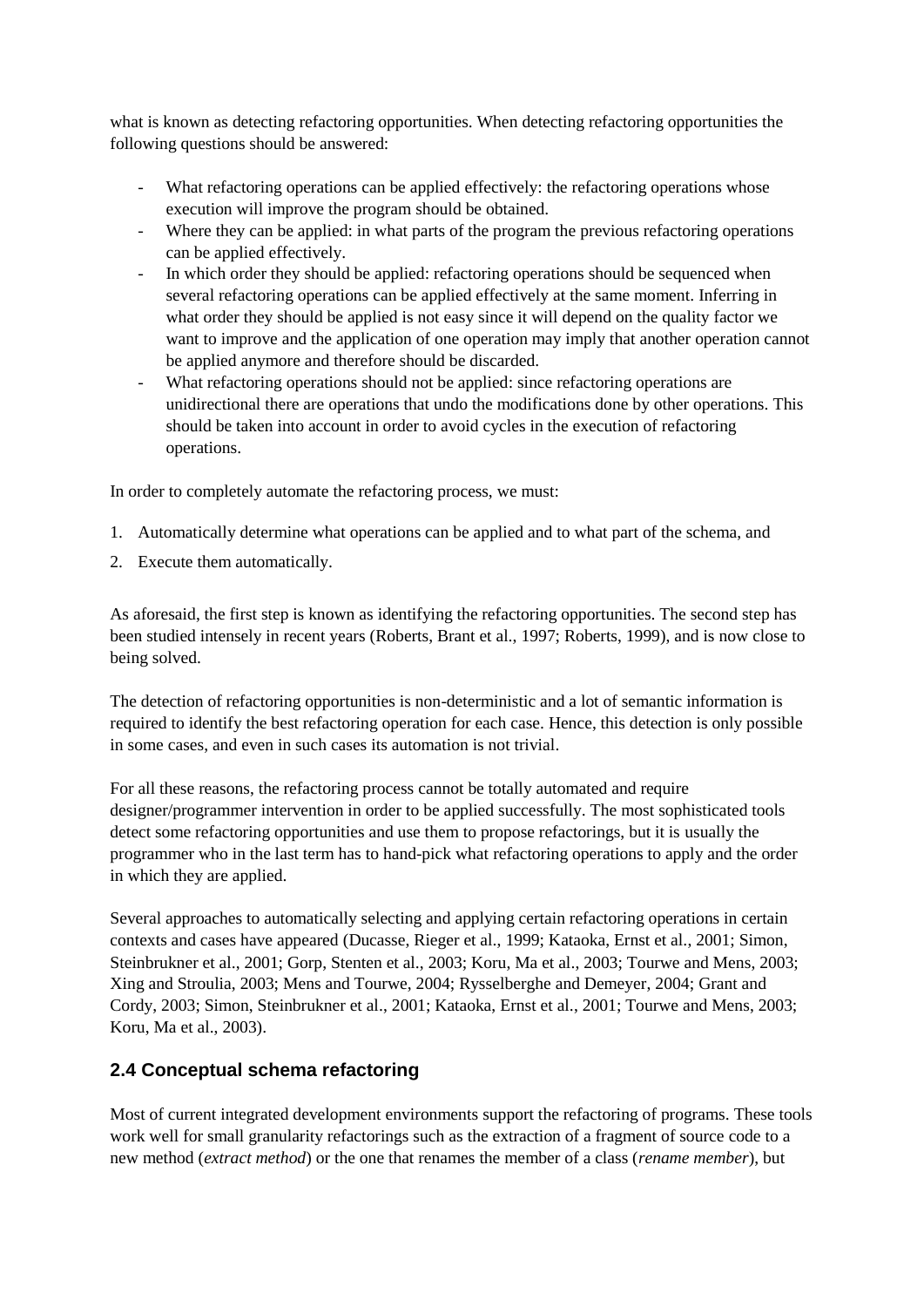what is known as detecting refactoring opportunities. When detecting refactoring opportunities the following questions should be answered:

- What refactoring operations can be applied effectively: the refactoring operations whose execution will improve the program should be obtained.
- Where they can be applied: in what parts of the program the previous refactoring operations can be applied effectively.
- In which order they should be applied: refactoring operations should be sequenced when several refactoring operations can be applied effectively at the same moment. Inferring in what order they should be applied is not easy since it will depend on the quality factor we want to improve and the application of one operation may imply that another operation cannot be applied anymore and therefore should be discarded.
- What refactoring operations should not be applied: since refactoring operations are unidirectional there are operations that undo the modifications done by other operations. This should be taken into account in order to avoid cycles in the execution of refactoring operations.

In order to completely automate the refactoring process, we must:

1. Automatically determine what operations can be applied and to what part of the schema, and
2. Execute them automatically.

As aforesaid, the first step is known as identifying the refactoring opportunities. The second step has been studied intensely in recent years (Roberts, Brant et al., 1997; Roberts, 1999), and is now close to being solved.

The detection of refactoring opportunities is non-deterministic and a lot of semantic information is required to identify the best refactoring operation for each case. Hence, this detection is only possible in some cases, and even in such cases its automation is not trivial.

For all these reasons, the refactoring process cannot be totally automated and require designer/programmer intervention in order to be applied successfully. The most sophisticated tools detect some refactoring opportunities and use them to propose refactorings, but it is usually the programmer who in the last term has to hand-pick what refactoring operations to apply and the order in which they are applied.

Several approaches to automatically selecting and applying certain refactoring operations in certain contexts and cases have appeared (Ducasse, Rieger et al., 1999; Kataoka, Ernst et al., 2001; Simon, Steinbrukner et al., 2001; Gorp, Stenten et al., 2003; Koru, Ma et al., 2003; Tourwe and Mens, 2003; Xing and Stroulia, 2003; Mens and Tourwe, 2004; Rysselberghe and Demeyer, 2004; Grant and Cordy, 2003; Simon, Steinbrukner et al., 2001; Kataoka, Ernst et al., 2001; Tourwe and Mens, 2003; Koru, Ma et al., 2003).

## 2.4 Conceptual schema refactoring

Most of current integrated development environments support the refactoring of programs. These tools work well for small granularity refactorings such as the extraction of a fragment of source code to a new method (*extract method*) or the one that renames the member of a class (*rename member*), but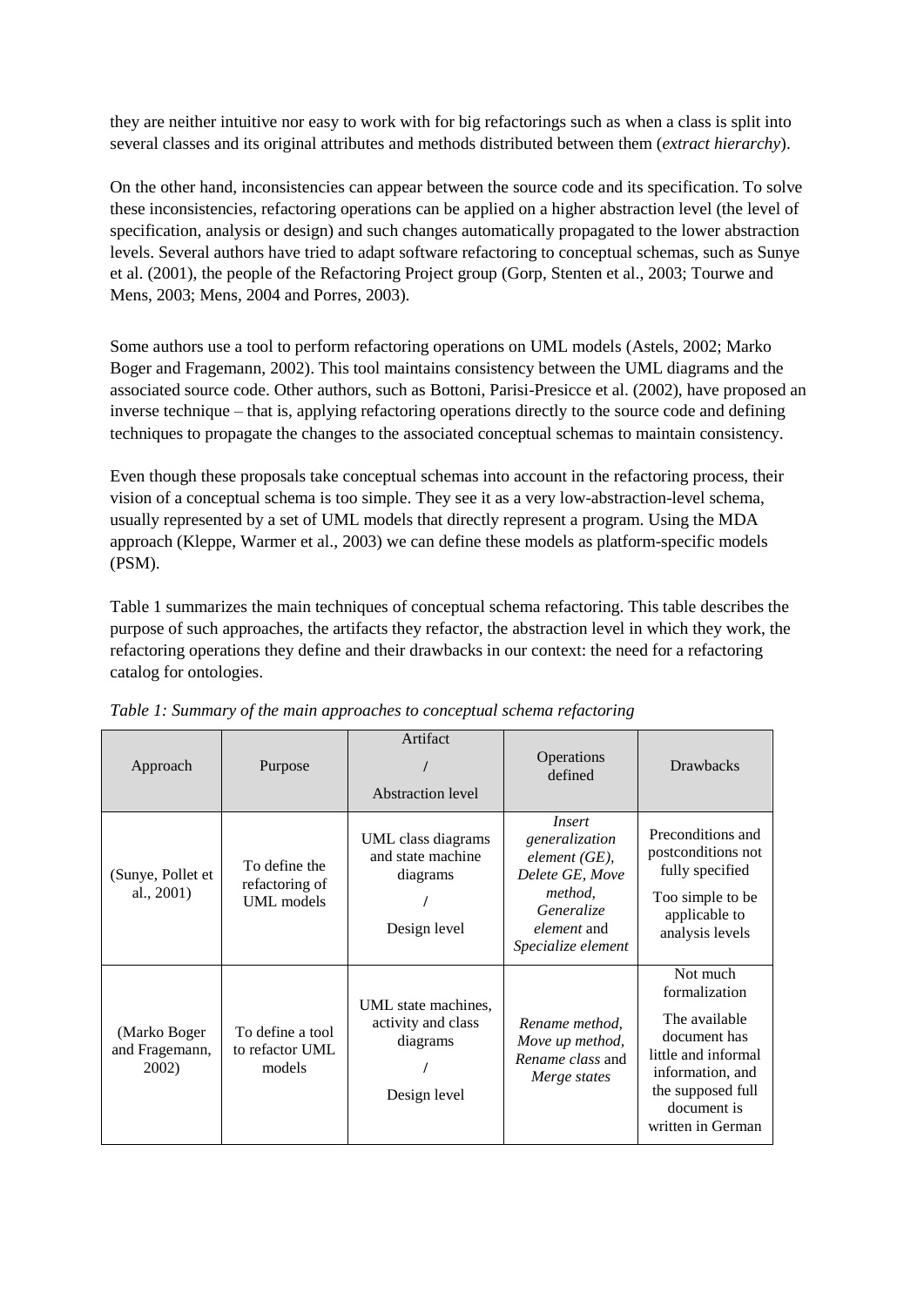they are neither intuitive nor easy to work with for big refactorings such as when a class is split into several classes and its original attributes and methods distributed between them (*extract hierarchy*).

On the other hand, inconsistencies can appear between the source code and its specification. To solve these inconsistencies, refactoring operations can be applied on a higher abstraction level (the level of specification, analysis or design) and such changes automatically propagated to the lower abstraction levels. Several authors have tried to adapt software refactoring to conceptual schemas, such as Sunye et al. (2001), the people of the Refactoring Project group (Gorp, Stenten et al., 2003; Tourwe and Mens, 2003; Mens, 2004 and Porres, 2003).

Some authors use a tool to perform refactoring operations on UML models (Astels, 2002; Marko Boger and Fragemann, 2002). This tool maintains consistency between the UML diagrams and the associated source code. Other authors, such as Bottoni, Parisi-Presicce et al. (2002), have proposed an inverse technique – that is, applying refactoring operations directly to the source code and defining techniques to propagate the changes to the associated conceptual schemas to maintain consistency.

Even though these proposals take conceptual schemas into account in the refactoring process, their vision of a conceptual schema is too simple. They see it as a very low-abstraction-level schema, usually represented by a set of UML models that directly represent a program. Using the MDA approach (Kleppe, Warmer et al., 2003) we can define these models as platform-specific models (PSM).

Table 1 summarizes the main techniques of conceptual schema refactoring. This table describes the purpose of such approaches, the artifacts they refactor, the abstraction level in which they work, the refactoring operations they define and their drawbacks in our context: the need for a refactoring catalog for ontologies.

*Table 1: Summary of the main approaches to conceptual schema refactoring*

| Approach | Purpose | Artifact / Abstraction level | Operations defined | Drawbacks |
|---|---|---|---|---|
| (Sunye, Pollet et al., 2001) | To define the refactoring of UML models | UML class diagrams and state machine diagrams / Design level | *Insert generalization element (GE), Delete GE, Move method, Generalize element* and *Specialize element* | Preconditions and postconditions not fully specified<br>Too simple to be applicable to analysis levels |
| (Marko Boger and Fragemann, 2002) | To define a tool to refactor UML models | UML state machines, activity and class diagrams / Design level | *Rename method, Move up method, Rename class* and *Merge states* | Not much formalization<br>The available document has little and informal information, and the supposed full document is written in German |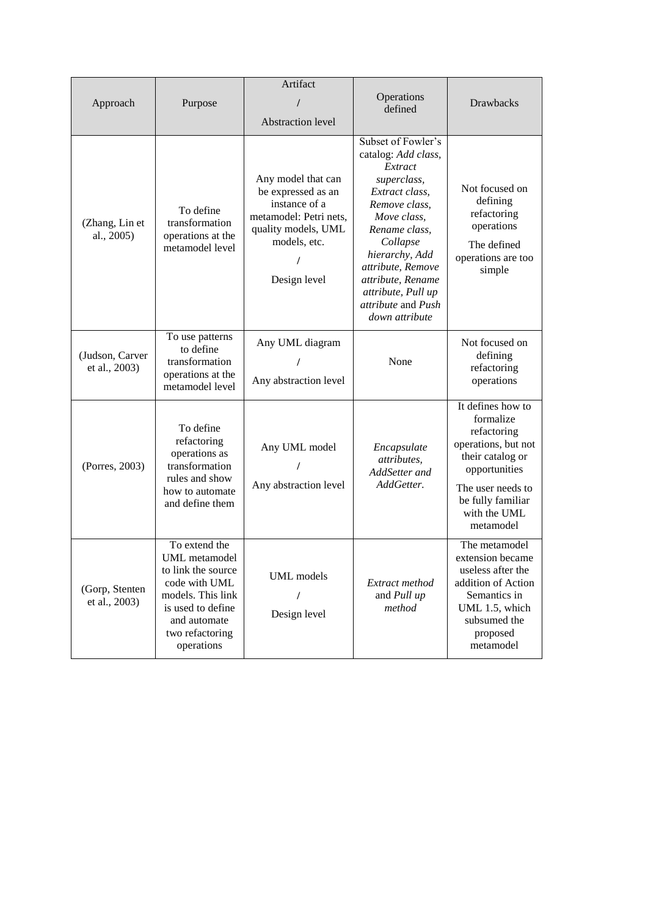| Approach | Purpose | Artifact / Abstraction level | Operations defined | Drawbacks |
|---|---|---|---|---|
| (Zhang, Lin et al., 2005) | To define transformation operations at the metamodel level | Any model that can be expressed as an instance of a metamodel: Petri nets, quality models, UML models, etc. / Design level | Subset of Fowler's catalog: *Add class, Extract superclass, Extract class, Remove class, Move class, Rename class, Collapse hierarchy, Add attribute, Remove attribute, Rename attribute, Pull up attribute* and *Push down attribute* | Not focused on defining refactoring operations<br>The defined operations are too simple |
| (Judson, Carver et al., 2003) | To use patterns to define transformation operations at the metamodel level | Any UML diagram / Any abstraction level | None | Not focused on defining refactoring operations |
| (Porres, 2003) | To define refactoring operations as transformation rules and show how to automate and define them | Any UML model / Any abstraction level | *Encapsulate attributes, AddSetter and AddGetter.* | It defines how to formalize refactoring operations, but not their catalog or opportunities<br>The user needs to be fully familiar with the UML metamodel |
| (Gorp, Stenten et al., 2003) | To extend the UML metamodel to link the source code with UML models. This link is used to define and automate two refactoring operations | UML models / Design level | *Extract method* and *Pull up method* | The metamodel extension became useless after the addition of Action Semantics in UML 1.5, which subsumed the proposed metamodel |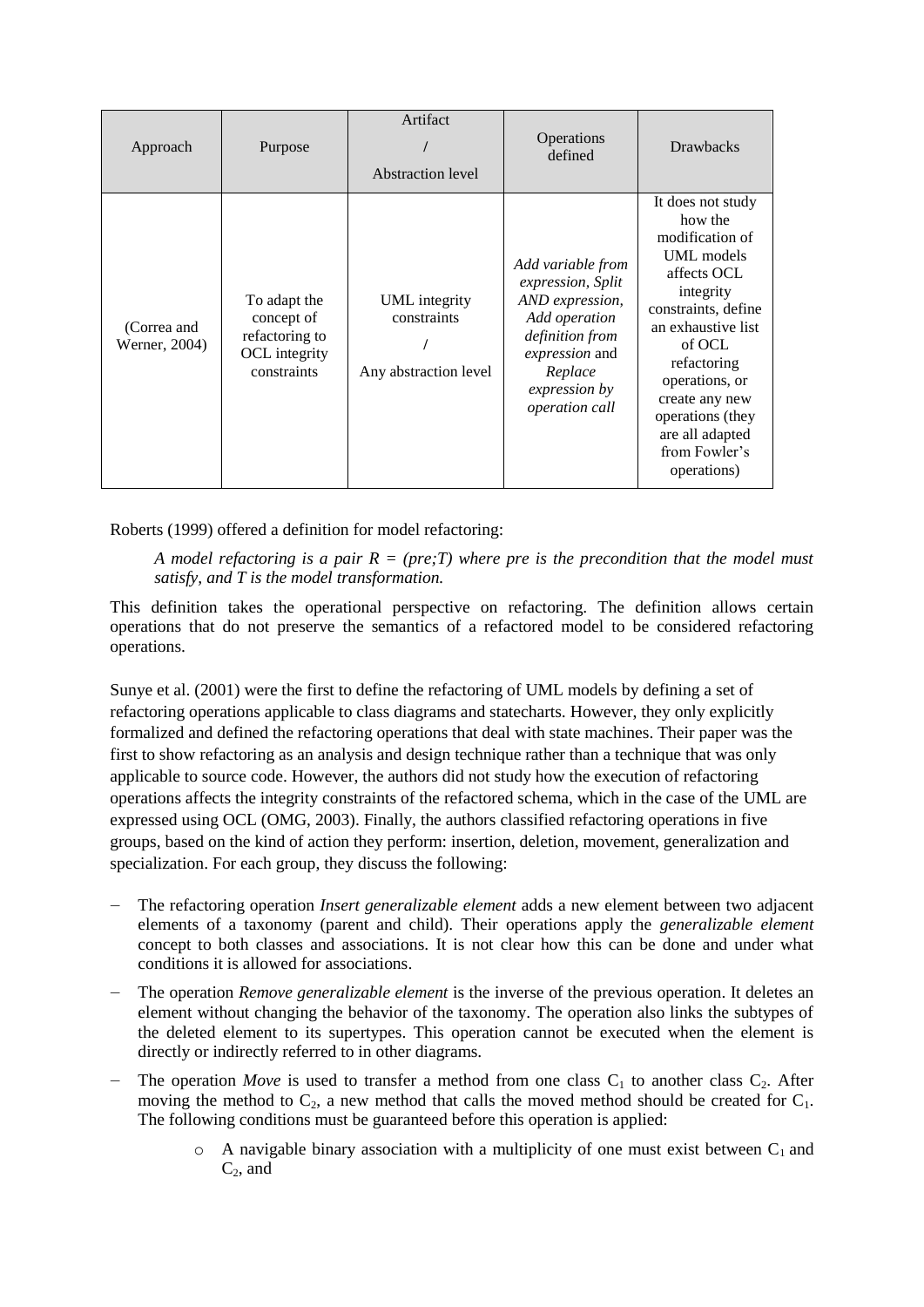| Approach | Purpose | Artifact / Abstraction level | Operations defined | Drawbacks |
| --- | --- | --- | --- | --- |
| (Correa and Werner, 2004) | To adapt the concept of refactoring to OCL integrity constraints | UML integrity constraints / Any abstraction level | *Add variable from expression, Split AND expression, Add operation definition from expression* and *Replace expression by operation call* | It does not study how the modification of UML models affects OCL integrity constraints, define an exhaustive list of OCL refactoring operations, or create any new operations (they are all adapted from Fowler's operations) |

Roberts (1999) offered a definition for model refactoring:

> *A model refactoring is a pair R = (pre;T) where pre is the precondition that the model must satisfy, and T is the model transformation.*

This definition takes the operational perspective on refactoring. The definition allows certain operations that do not preserve the semantics of a refactored model to be considered refactoring operations.

Sunye et al. (2001) were the first to define the refactoring of UML models by defining a set of refactoring operations applicable to class diagrams and statecharts. However, they only explicitly formalized and defined the refactoring operations that deal with state machines. Their paper was the first to show refactoring as an analysis and design technique rather than a technique that was only applicable to source code. However, the authors did not study how the execution of refactoring operations affects the integrity constraints of the refactored schema, which in the case of the UML are expressed using OCL (OMG, 2003). Finally, the authors classified refactoring operations in five groups, based on the kind of action they perform: insertion, deletion, movement, generalization and specialization. For each group, they discuss the following:

- The refactoring operation *Insert generalizable element* adds a new element between two adjacent elements of a taxonomy (parent and child). Their operations apply the *generalizable element* concept to both classes and associations. It is not clear how this can be done and under what conditions it is allowed for associations.
- The operation *Remove generalizable element* is the inverse of the previous operation. It deletes an element without changing the behavior of the taxonomy. The operation also links the subtypes of the deleted element to its supertypes. This operation cannot be executed when the element is directly or indirectly referred to in other diagrams.
- The operation *Move* is used to transfer a method from one class $C_1$ to another class $C_2$. After moving the method to $C_2$, a new method that calls the moved method should be created for $C_1$. The following conditions must be guaranteed before this operation is applied:
    - A navigable binary association with a multiplicity of one must exist between $C_1$ and $C_2$, and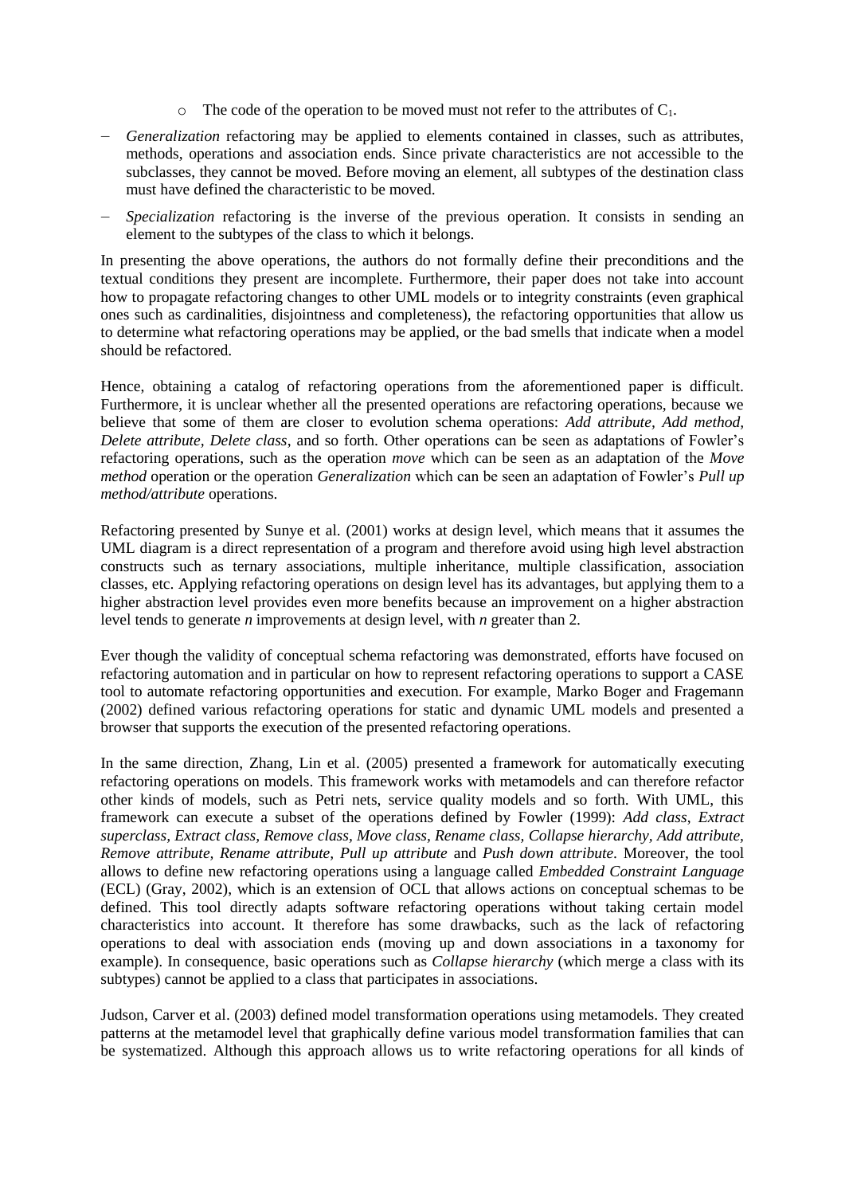- The code of the operation to be moved must not refer to the attributes of $C_1$.

- *Generalization* refactoring may be applied to elements contained in classes, such as attributes, methods, operations and association ends. Since private characteristics are not accessible to the subclasses, they cannot be moved. Before moving an element, all subtypes of the destination class must have defined the characteristic to be moved.
- *Specialization* refactoring is the inverse of the previous operation. It consists in sending an element to the subtypes of the class to which it belongs.

In presenting the above operations, the authors do not formally define their preconditions and the textual conditions they present are incomplete. Furthermore, their paper does not take into account how to propagate refactoring changes to other UML models or to integrity constraints (even graphical ones such as cardinalities, disjointness and completeness), the refactoring opportunities that allow us to determine what refactoring operations may be applied, or the bad smells that indicate when a model should be refactored.

Hence, obtaining a catalog of refactoring operations from the aforementioned paper is difficult. Furthermore, it is unclear whether all the presented operations are refactoring operations, because we believe that some of them are closer to evolution schema operations: *Add attribute, Add method, Delete attribute, Delete class,* and so forth. Other operations can be seen as adaptations of Fowler's refactoring operations, such as the operation *move* which can be seen as an adaptation of the *Move method* operation or the operation *Generalization* which can be seen an adaptation of Fowler's *Pull up method/attribute* operations.

Refactoring presented by Sunye et al. (2001) works at design level, which means that it assumes the UML diagram is a direct representation of a program and therefore avoid using high level abstraction constructs such as ternary associations, multiple inheritance, multiple classification, association classes, etc. Applying refactoring operations on design level has its advantages, but applying them to a higher abstraction level provides even more benefits because an improvement on a higher abstraction level tends to generate *n* improvements at design level, with *n* greater than 2.

Ever though the validity of conceptual schema refactoring was demonstrated, efforts have focused on refactoring automation and in particular on how to represent refactoring operations to support a CASE tool to automate refactoring opportunities and execution. For example, Marko Boger and Fragemann (2002) defined various refactoring operations for static and dynamic UML models and presented a browser that supports the execution of the presented refactoring operations.

In the same direction, Zhang, Lin et al. (2005) presented a framework for automatically executing refactoring operations on models. This framework works with metamodels and can therefore refactor other kinds of models, such as Petri nets, service quality models and so forth. With UML, this framework can execute a subset of the operations defined by Fowler (1999): *Add class, Extract superclass, Extract class, Remove class, Move class, Rename class, Collapse hierarchy, Add attribute, Remove attribute, Rename attribute, Pull up attribute* and *Push down attribute.* Moreover, the tool allows to define new refactoring operations using a language called *Embedded Constraint Language* (ECL) (Gray, 2002), which is an extension of OCL that allows actions on conceptual schemas to be defined. This tool directly adapts software refactoring operations without taking certain model characteristics into account. It therefore has some drawbacks, such as the lack of refactoring operations to deal with association ends (moving up and down associations in a taxonomy for example). In consequence, basic operations such as *Collapse hierarchy* (which merge a class with its subtypes) cannot be applied to a class that participates in associations.

Judson, Carver et al. (2003) defined model transformation operations using metamodels. They created patterns at the metamodel level that graphically define various model transformation families that can be systematized. Although this approach allows us to write refactoring operations for all kinds of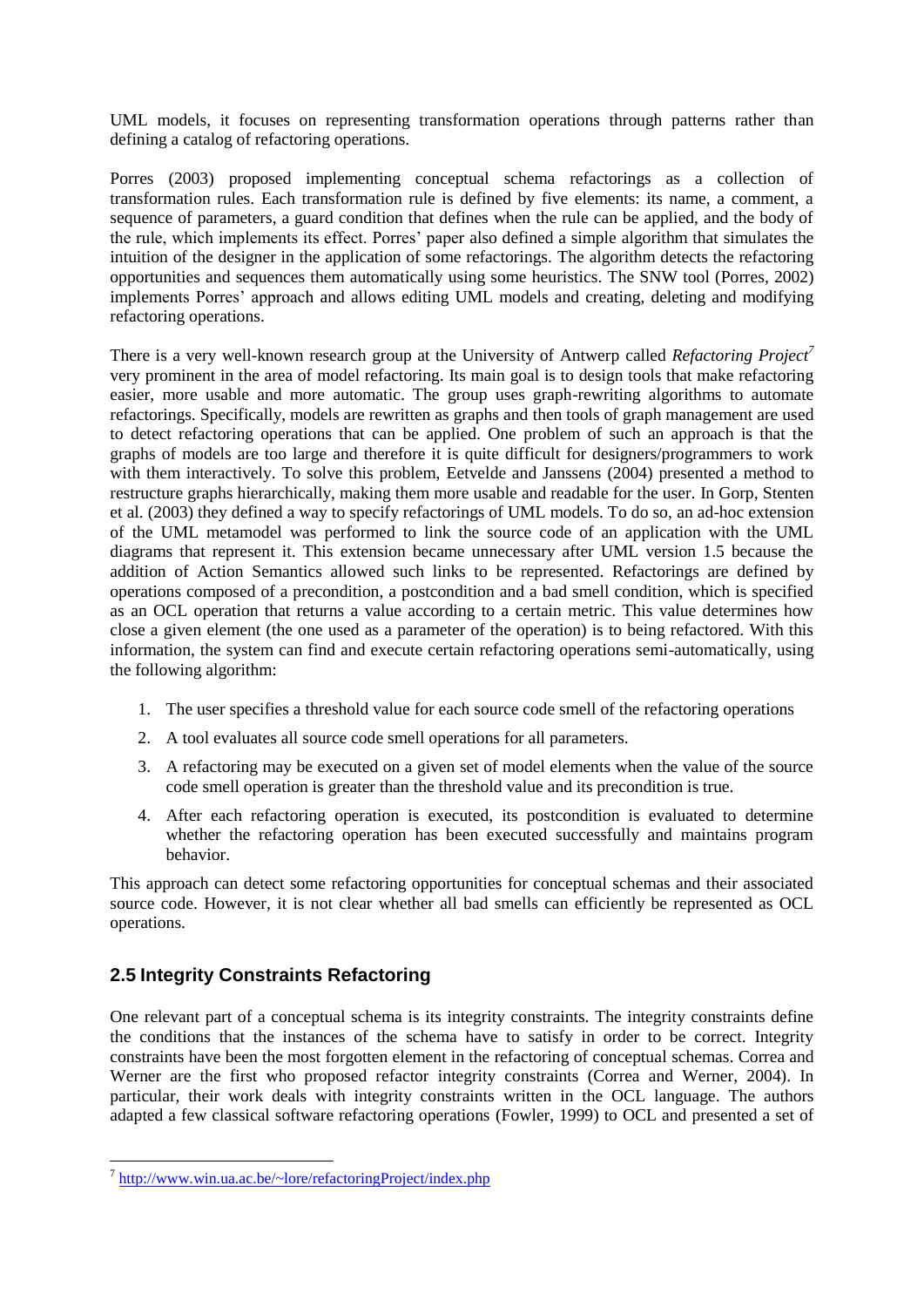UML models, it focuses on representing transformation operations through patterns rather than defining a catalog of refactoring operations.

Porres (2003) proposed implementing conceptual schema refactorings as a collection of transformation rules. Each transformation rule is defined by five elements: its name, a comment, a sequence of parameters, a guard condition that defines when the rule can be applied, and the body of the rule, which implements its effect. Porres' paper also defined a simple algorithm that simulates the intuition of the designer in the application of some refactorings. The algorithm detects the refactoring opportunities and sequences them automatically using some heuristics. The SNW tool (Porres, 2002) implements Porres' approach and allows editing UML models and creating, deleting and modifying refactoring operations.

There is a very well-known research group at the University of Antwerp called *Refactoring Project*[7] very prominent in the area of model refactoring. Its main goal is to design tools that make refactoring easier, more usable and more automatic. The group uses graph-rewriting algorithms to automate refactorings. Specifically, models are rewritten as graphs and then tools of graph management are used to detect refactoring operations that can be applied. One problem of such an approach is that the graphs of models are too large and therefore it is quite difficult for designers/programmers to work with them interactively. To solve this problem, Eetvelde and Janssens (2004) presented a method to restructure graphs hierarchically, making them more usable and readable for the user. In Gorp, Stenten et al. (2003) they defined a way to specify refactorings of UML models. To do so, an ad-hoc extension of the UML metamodel was performed to link the source code of an application with the UML diagrams that represent it. This extension became unnecessary after UML version 1.5 because the addition of Action Semantics allowed such links to be represented. Refactorings are defined by operations composed of a precondition, a postcondition and a bad smell condition, which is specified as an OCL operation that returns a value according to a certain metric. This value determines how close a given element (the one used as a parameter of the operation) is to being refactored. With this information, the system can find and execute certain refactoring operations semi-automatically, using the following algorithm:

1. The user specifies a threshold value for each source code smell of the refactoring operations
2. A tool evaluates all source code smell operations for all parameters.
3. A refactoring may be executed on a given set of model elements when the value of the source code smell operation is greater than the threshold value and its precondition is true.
4. After each refactoring operation is executed, its postcondition is evaluated to determine whether the refactoring operation has been executed successfully and maintains program behavior.

This approach can detect some refactoring opportunities for conceptual schemas and their associated source code. However, it is not clear whether all bad smells can efficiently be represented as OCL operations.

## 2.5 Integrity Constraints Refactoring

One relevant part of a conceptual schema is its integrity constraints. The integrity constraints define the conditions that the instances of the schema have to satisfy in order to be correct. Integrity constraints have been the most forgotten element in the refactoring of conceptual schemas. Correa and Werner are the first who proposed refactor integrity constraints (Correa and Werner, 2004). In particular, their work deals with integrity constraints written in the OCL language. The authors adapted a few classical software refactoring operations (Fowler, 1999) to OCL and presented a set of

---

[7] http://www.win.ua.ac.be/~lore/refactoringProject/index.php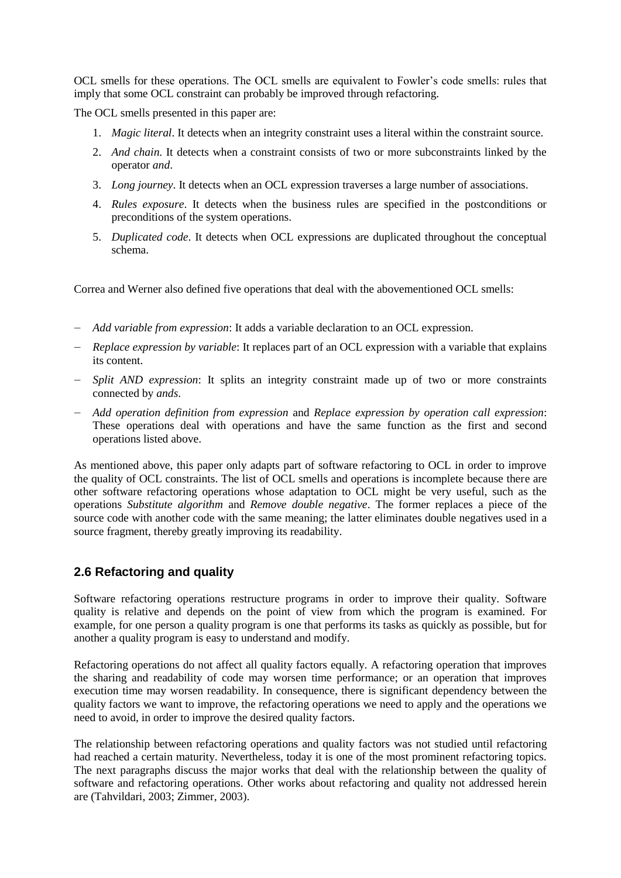OCL smells for these operations. The OCL smells are equivalent to Fowler's code smells: rules that imply that some OCL constraint can probably be improved through refactoring.

The OCL smells presented in this paper are:

1. *Magic literal*. It detects when an integrity constraint uses a literal within the constraint source.
2. *And chain*. It detects when a constraint consists of two or more subconstraints linked by the operator *and*.
3. *Long journey*. It detects when an OCL expression traverses a large number of associations.
4. *Rules exposure*. It detects when the business rules are specified in the postconditions or preconditions of the system operations.
5. *Duplicated code*. It detects when OCL expressions are duplicated throughout the conceptual schema.

Correa and Werner also defined five operations that deal with the abovementioned OCL smells:

- *Add variable from expression*: It adds a variable declaration to an OCL expression.
- *Replace expression by variable*: It replaces part of an OCL expression with a variable that explains its content.
- *Split AND expression*: It splits an integrity constraint made up of two or more constraints connected by *ands*.
- *Add operation definition from expression* and *Replace expression by operation call expression*: These operations deal with operations and have the same function as the first and second operations listed above.

As mentioned above, this paper only adapts part of software refactoring to OCL in order to improve the quality of OCL constraints. The list of OCL smells and operations is incomplete because there are other software refactoring operations whose adaptation to OCL might be very useful, such as the operations *Substitute algorithm* and *Remove double negative*. The former replaces a piece of the source code with another code with the same meaning; the latter eliminates double negatives used in a source fragment, thereby greatly improving its readability.

## 2.6 Refactoring and quality

Software refactoring operations restructure programs in order to improve their quality. Software quality is relative and depends on the point of view from which the program is examined. For example, for one person a quality program is one that performs its tasks as quickly as possible, but for another a quality program is easy to understand and modify.

Refactoring operations do not affect all quality factors equally. A refactoring operation that improves the sharing and readability of code may worsen time performance; or an operation that improves execution time may worsen readability. In consequence, there is significant dependency between the quality factors we want to improve, the refactoring operations we need to apply and the operations we need to avoid, in order to improve the desired quality factors.

The relationship between refactoring operations and quality factors was not studied until refactoring had reached a certain maturity. Nevertheless, today it is one of the most prominent refactoring topics. The next paragraphs discuss the major works that deal with the relationship between the quality of software and refactoring operations. Other works about refactoring and quality not addressed herein are (Tahvildari, 2003; Zimmer, 2003).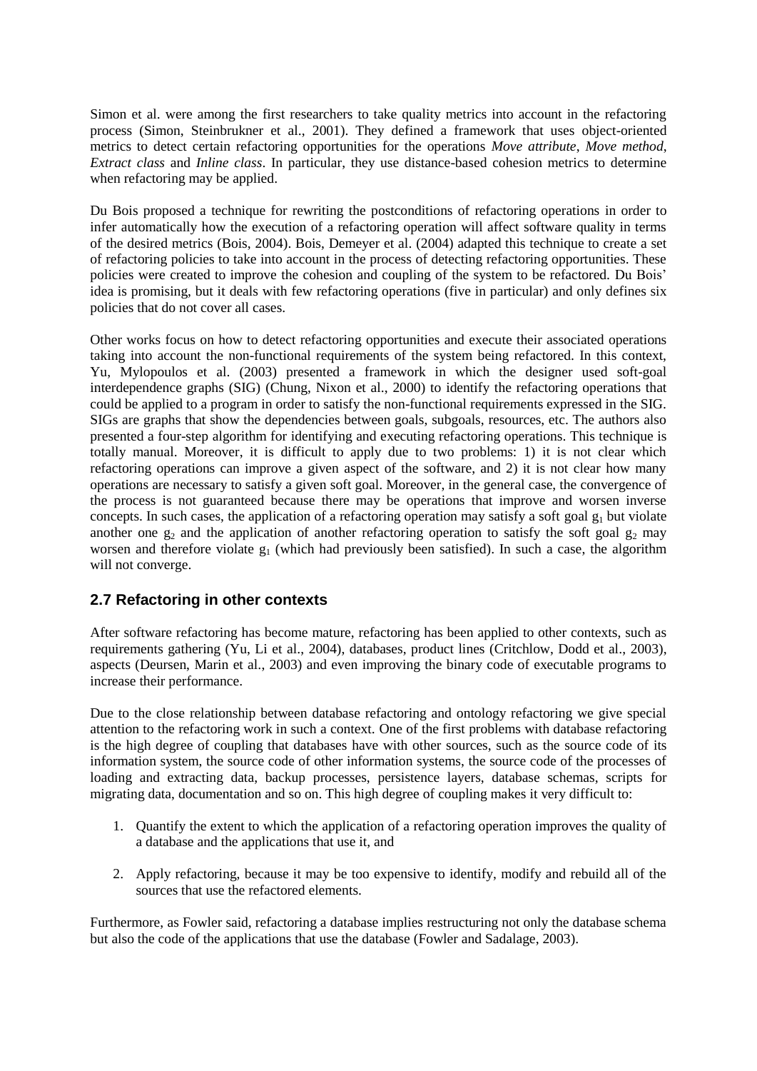Simon et al. were among the first researchers to take quality metrics into account in the refactoring process (Simon, Steinbrukner et al., 2001). They defined a framework that uses object-oriented metrics to detect certain refactoring opportunities for the operations *Move attribute*, *Move method*, *Extract class* and *Inline class*. In particular, they use distance-based cohesion metrics to determine when refactoring may be applied.

Du Bois proposed a technique for rewriting the postconditions of refactoring operations in order to infer automatically how the execution of a refactoring operation will affect software quality in terms of the desired metrics (Bois, 2004). Bois, Demeyer et al. (2004) adapted this technique to create a set of refactoring policies to take into account in the process of detecting refactoring opportunities. These policies were created to improve the cohesion and coupling of the system to be refactored. Du Bois' idea is promising, but it deals with few refactoring operations (five in particular) and only defines six policies that do not cover all cases.

Other works focus on how to detect refactoring opportunities and execute their associated operations taking into account the non-functional requirements of the system being refactored. In this context, Yu, Mylopoulos et al. (2003) presented a framework in which the designer used soft-goal interdependence graphs (SIG) (Chung, Nixon et al., 2000) to identify the refactoring operations that could be applied to a program in order to satisfy the non-functional requirements expressed in the SIG. SIGs are graphs that show the dependencies between goals, subgoals, resources, etc. The authors also presented a four-step algorithm for identifying and executing refactoring operations. This technique is totally manual. Moreover, it is difficult to apply due to two problems: 1) it is not clear which refactoring operations can improve a given aspect of the software, and 2) it is not clear how many operations are necessary to satisfy a given soft goal. Moreover, in the general case, the convergence of the process is not guaranteed because there may be operations that improve and worsen inverse concepts. In such cases, the application of a refactoring operation may satisfy a soft goal $g_1$ but violate another one $g_2$ and the application of another refactoring operation to satisfy the soft goal $g_2$ may worsen and therefore violate $g_1$ (which had previously been satisfied). In such a case, the algorithm will not converge.

## 2.7 Refactoring in other contexts

After software refactoring has become mature, refactoring has been applied to other contexts, such as requirements gathering (Yu, Li et al., 2004), databases, product lines (Critchlow, Dodd et al., 2003), aspects (Deursen, Marin et al., 2003) and even improving the binary code of executable programs to increase their performance.

Due to the close relationship between database refactoring and ontology refactoring we give special attention to the refactoring work in such a context. One of the first problems with database refactoring is the high degree of coupling that databases have with other sources, such as the source code of its information system, the source code of other information systems, the source code of the processes of loading and extracting data, backup processes, persistence layers, database schemas, scripts for migrating data, documentation and so on. This high degree of coupling makes it very difficult to:

1. Quantify the extent to which the application of a refactoring operation improves the quality of a database and the applications that use it, and
2. Apply refactoring, because it may be too expensive to identify, modify and rebuild all of the sources that use the refactored elements.

Furthermore, as Fowler said, refactoring a database implies restructuring not only the database schema but also the code of the applications that use the database (Fowler and Sadalage, 2003).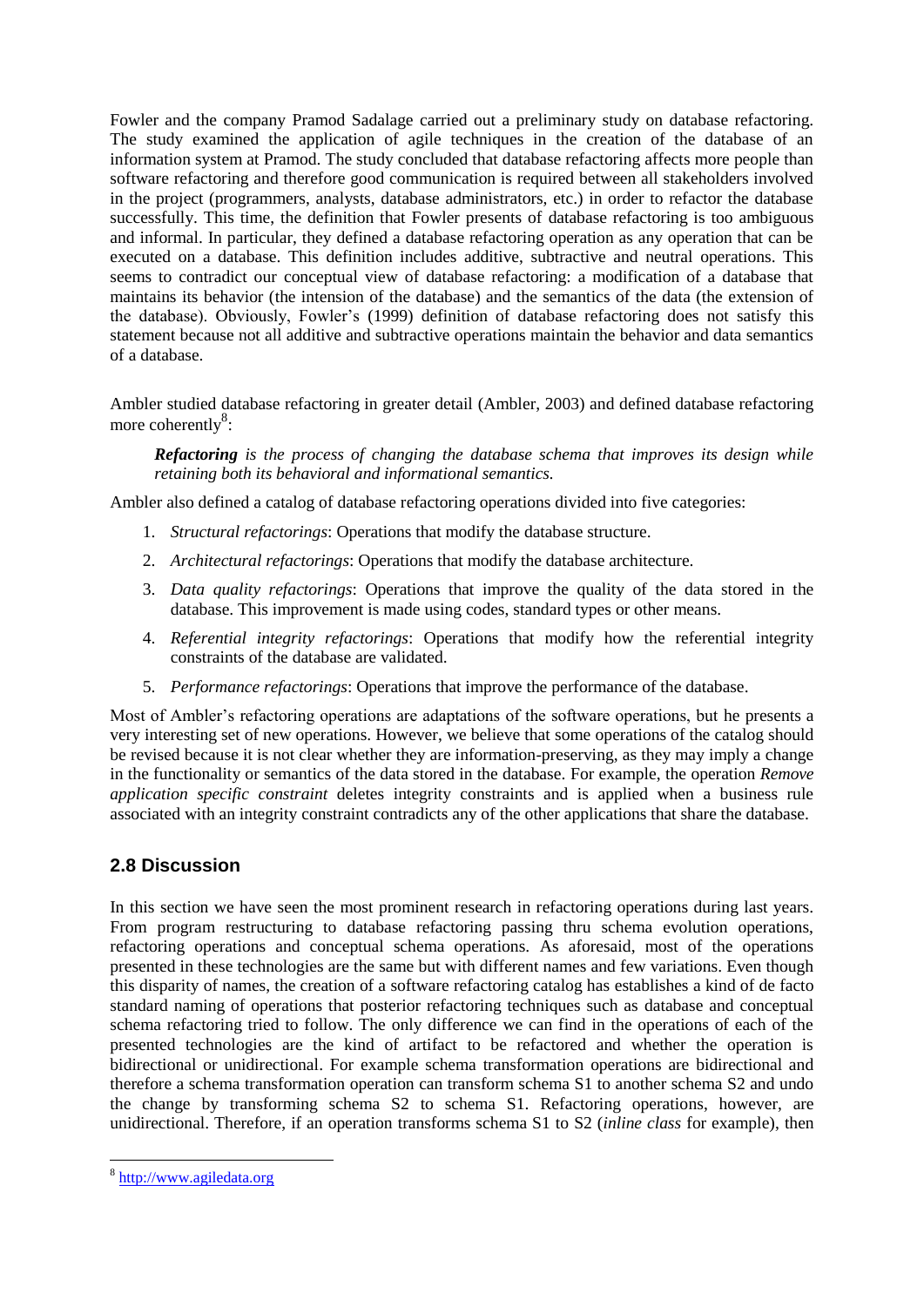Fowler and the company Pramod Sadalage carried out a preliminary study on database refactoring. The study examined the application of agile techniques in the creation of the database of an information system at Pramod. The study concluded that database refactoring affects more people than software refactoring and therefore good communication is required between all stakeholders involved in the project (programmers, analysts, database administrators, etc.) in order to refactor the database successfully. This time, the definition that Fowler presents of database refactoring is too ambiguous and informal. In particular, they defined a database refactoring operation as any operation that can be executed on a database. This definition includes additive, subtractive and neutral operations. This seems to contradict our conceptual view of database refactoring: a modification of a database that maintains its behavior (the intension of the database) and the semantics of the data (the extension of the database). Obviously, Fowler's (1999) definition of database refactoring does not satisfy this statement because not all additive and subtractive operations maintain the behavior and data semantics of a database.

Ambler studied database refactoring in greater detail (Ambler, 2003) and defined database refactoring more coherently[8]:

> ***Refactoring*** *is the process of changing the database schema that improves its design while retaining both its behavioral and informational semantics.*

Ambler also defined a catalog of database refactoring operations divided into five categories:

1. *Structural refactorings*: Operations that modify the database structure.
2. *Architectural refactorings*: Operations that modify the database architecture.
3. *Data quality refactorings*: Operations that improve the quality of the data stored in the database. This improvement is made using codes, standard types or other means.
4. *Referential integrity refactorings*: Operations that modify how the referential integrity constraints of the database are validated.
5. *Performance refactorings*: Operations that improve the performance of the database.

Most of Ambler's refactoring operations are adaptations of the software operations, but he presents a very interesting set of new operations. However, we believe that some operations of the catalog should be revised because it is not clear whether they are information-preserving, as they may imply a change in the functionality or semantics of the data stored in the database. For example, the operation *Remove application specific constraint* deletes integrity constraints and is applied when a business rule associated with an integrity constraint contradicts any of the other applications that share the database.

## 2.8 Discussion

In this section we have seen the most prominent research in refactoring operations during last years. From program restructuring to database refactoring passing thru schema evolution operations, refactoring operations and conceptual schema operations. As aforesaid, most of the operations presented in these technologies are the same but with different names and few variations. Even though this disparity of names, the creation of a software refactoring catalog has establishes a kind of de facto standard naming of operations that posterior refactoring techniques such as database and conceptual schema refactoring tried to follow. The only difference we can find in the operations of each of the presented technologies are the kind of artifact to be refactored and whether the operation is bidirectional or unidirectional. For example schema transformation operations are bidirectional and therefore a schema transformation operation can transform schema S1 to another schema S2 and undo the change by transforming schema S2 to schema S1. Refactoring operations, however, are unidirectional. Therefore, if an operation transforms schema S1 to S2 (*inline class* for example), then

---

[8] http://www.agiledata.org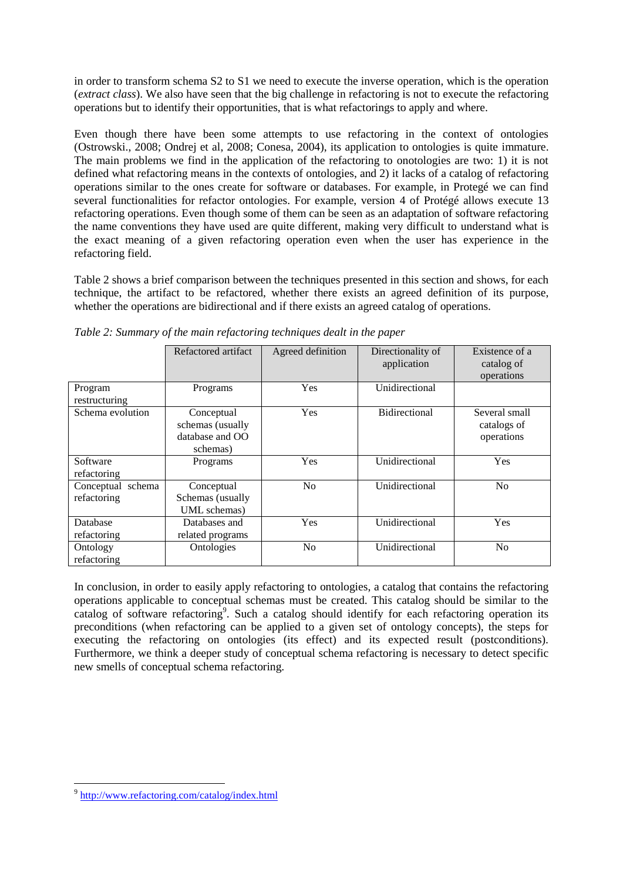in order to transform schema S2 to S1 we need to execute the inverse operation, which is the operation (*extract class*). We also have seen that the big challenge in refactoring is not to execute the refactoring operations but to identify their opportunities, that is what refactorings to apply and where.

Even though there have been some attempts to use refactoring in the context of ontologies (Ostrowski., 2008; Ondrej et al, 2008; Conesa, 2004), its application to ontologies is quite immature. The main problems we find in the application of the refactoring to onotologies are two: 1) it is not defined what refactoring means in the contexts of ontologies, and 2) it lacks of a catalog of refactoring operations similar to the ones create for software or databases. For example, in Protegé we can find several functionalities for refactor ontologies. For example, version 4 of Protégé allows execute 13 refactoring operations. Even though some of them can be seen as an adaptation of software refactoring the name conventions they have used are quite different, making very difficult to understand what is the exact meaning of a given refactoring operation even when the user has experience in the refactoring field.

Table 2 shows a brief comparison between the techniques presented in this section and shows, for each technique, the artifact to be refactored, whether there exists an agreed definition of its purpose, whether the operations are bidirectional and if there exists an agreed catalog of operations.

*Table 2: Summary of the main refactoring techniques dealt in the paper*

| | Refactored artifact | Agreed definition | Directionality of application | Existence of a catalog of operations |
|---|---|---|---|---|
| Program restructuring | Programs | Yes | Unidirectional | |
| Schema evolution | Conceptual schemas (usually database and OO schemas) | Yes | Bidirectional | Several small catalogs of operations |
| Software refactoring | Programs | Yes | Unidirectional | Yes |
| Conceptual schema refactoring | Conceptual Schemas (usually UML schemas) | No | Unidirectional | No |
| Database refactoring | Databases and related programs | Yes | Unidirectional | Yes |
| Ontology refactoring | Ontologies | No | Unidirectional | No |

In conclusion, in order to easily apply refactoring to ontologies, a catalog that contains the refactoring operations applicable to conceptual schemas must be created. This catalog should be similar to the catalog of software refactoring[9]. Such a catalog should identify for each refactoring operation its preconditions (when refactoring can be applied to a given set of ontology concepts), the steps for executing the refactoring on ontologies (its effect) and its expected result (postconditions). Furthermore, we think a deeper study of conceptual schema refactoring is necessary to detect specific new smells of conceptual schema refactoring.

[9] http://www.refactoring.com/catalog/index.html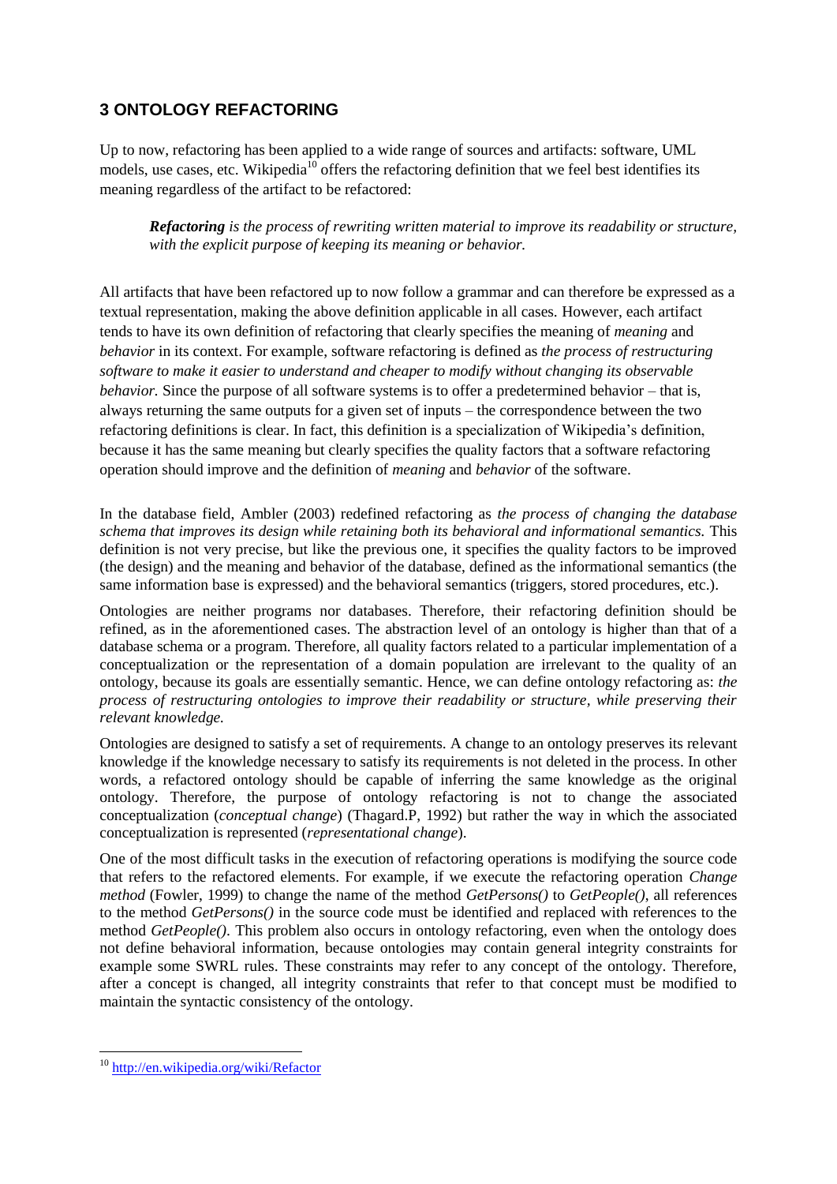## 3 ONTOLOGY REFACTORING

Up to now, refactoring has been applied to a wide range of sources and artifacts: software, UML models, use cases, etc. Wikipedia[10] offers the refactoring definition that we feel best identifies its meaning regardless of the artifact to be refactored:

> ***Refactoring*** *is the process of rewriting written material to improve its readability or structure, with the explicit purpose of keeping its meaning or behavior.*

All artifacts that have been refactored up to now follow a grammar and can therefore be expressed as a textual representation, making the above definition applicable in all cases. However, each artifact tends to have its own definition of refactoring that clearly specifies the meaning of *meaning* and *behavior* in its context. For example, software refactoring is defined as *the process of restructuring software to make it easier to understand and cheaper to modify without changing its observable behavior.* Since the purpose of all software systems is to offer a predetermined behavior – that is, always returning the same outputs for a given set of inputs – the correspondence between the two refactoring definitions is clear. In fact, this definition is a specialization of Wikipedia's definition, because it has the same meaning but clearly specifies the quality factors that a software refactoring operation should improve and the definition of *meaning* and *behavior* of the software.

In the database field, Ambler (2003) redefined refactoring as *the process of changing the database schema that improves its design while retaining both its behavioral and informational semantics.* This definition is not very precise, but like the previous one, it specifies the quality factors to be improved (the design) and the meaning and behavior of the database, defined as the informational semantics (the same information base is expressed) and the behavioral semantics (triggers, stored procedures, etc.).

Ontologies are neither programs nor databases. Therefore, their refactoring definition should be refined, as in the aforementioned cases. The abstraction level of an ontology is higher than that of a database schema or a program. Therefore, all quality factors related to a particular implementation of a conceptualization or the representation of a domain population are irrelevant to the quality of an ontology, because its goals are essentially semantic. Hence, we can define ontology refactoring as: *the process of restructuring ontologies to improve their readability or structure, while preserving their relevant knowledge.*

Ontologies are designed to satisfy a set of requirements. A change to an ontology preserves its relevant knowledge if the knowledge necessary to satisfy its requirements is not deleted in the process. In other words, a refactored ontology should be capable of inferring the same knowledge as the original ontology. Therefore, the purpose of ontology refactoring is not to change the associated conceptualization (*conceptual change*) (Thagard.P, 1992) but rather the way in which the associated conceptualization is represented (*representational change*).

One of the most difficult tasks in the execution of refactoring operations is modifying the source code that refers to the refactored elements. For example, if we execute the refactoring operation *Change method* (Fowler, 1999) to change the name of the method *GetPersons()* to *GetPeople()*, all references to the method *GetPersons()* in the source code must be identified and replaced with references to the method *GetPeople()*. This problem also occurs in ontology refactoring, even when the ontology does not define behavioral information, because ontologies may contain general integrity constraints for example some SWRL rules. These constraints may refer to any concept of the ontology. Therefore, after a concept is changed, all integrity constraints that refer to that concept must be modified to maintain the syntactic consistency of the ontology.

---

[10] http://en.wikipedia.org/wiki/Refactor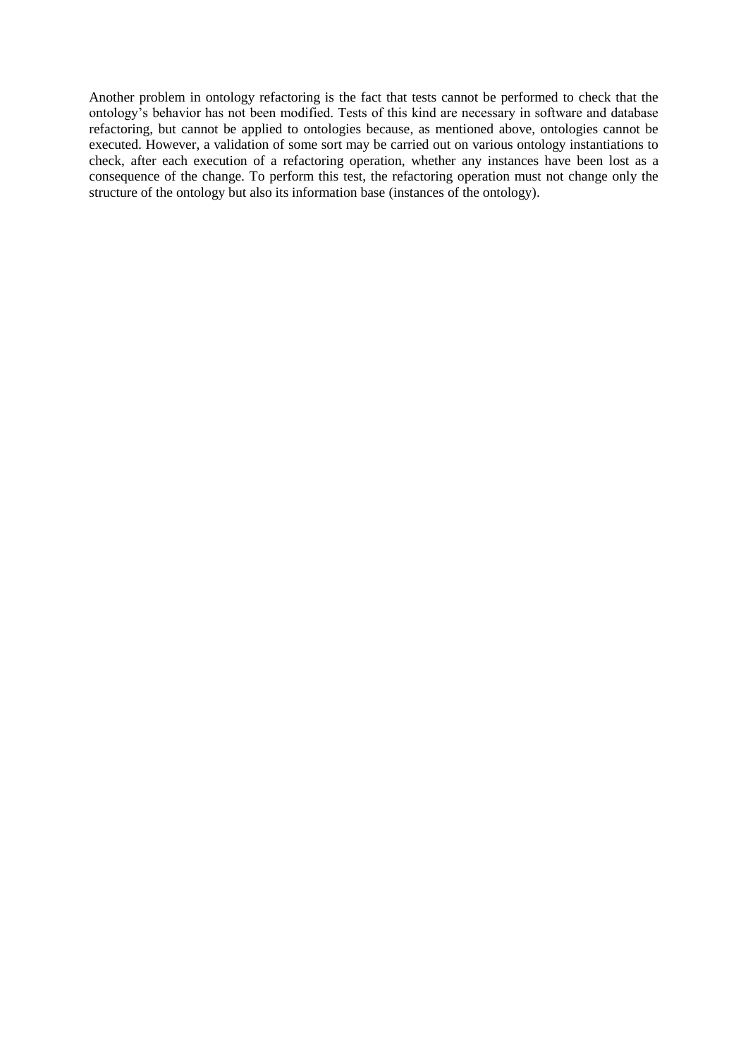Another problem in ontology refactoring is the fact that tests cannot be performed to check that the ontology's behavior has not been modified. Tests of this kind are necessary in software and database refactoring, but cannot be applied to ontologies because, as mentioned above, ontologies cannot be executed. However, a validation of some sort may be carried out on various ontology instantiations to check, after each execution of a refactoring operation, whether any instances have been lost as a consequence of the change. To perform this test, the refactoring operation must not change only the structure of the ontology but also its information base (instances of the ontology).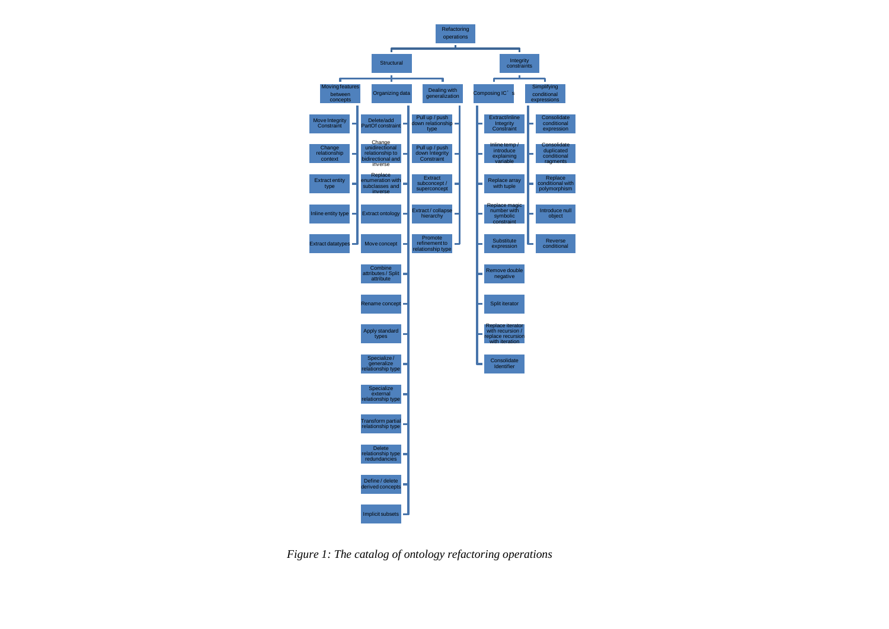- Refactoring operations
  - Structural
    - Moving features between concepts
      - Move Integrity Constraint
      - Change relationship context
      - Extract entity type
      - Inline entity type
      - Extract datatypes
    - Organizing data
      - Delete/add PartOf constraint
      - Change unidirectional relationship to bidirectional and inverse
      - Replace enumeration with subclasses and inverse
      - Extract ontology
      - Move concept
      - Combine attributes / Split attribute
      - Rename concept
      - Apply standard types
      - Specialize / generalize relationship type
      - Specialize external relationship type
      - Transform partial relationship type
      - Delete relationship type redundancies
      - Define / delete derived concepts
      - Implicit subsets
    - Dealing with generalization
      - Pull up / push down relationship type
      - Pull up / push down Integrity Constraint
      - Extract subconcept / superconcept
      - Extract / collapse hierarchy
      - Promote refinement to relationship type
  - Integrity constraints
    - Composing IC's
      - Extract/inline Integrity Constraint
      - Inline temp / introduce explaining variable
      - Replace array with tuple
      - Replace magic number with symbolic constraint
      - Substitute expression
      - Remove double negative
      - Split iterator
      - Replace iterator with recursion / replace recursion with iteration
      - Consolidate Identifier
    - Simplifying conditional expressions
      - Consolidate conditional expression
      - Consolidate duplicated conditional ragments
      - Replace conditional with polymorphism
      - Introduce null object
      - Reverse conditional

*Figure 1: The catalog of ontology refactoring operations*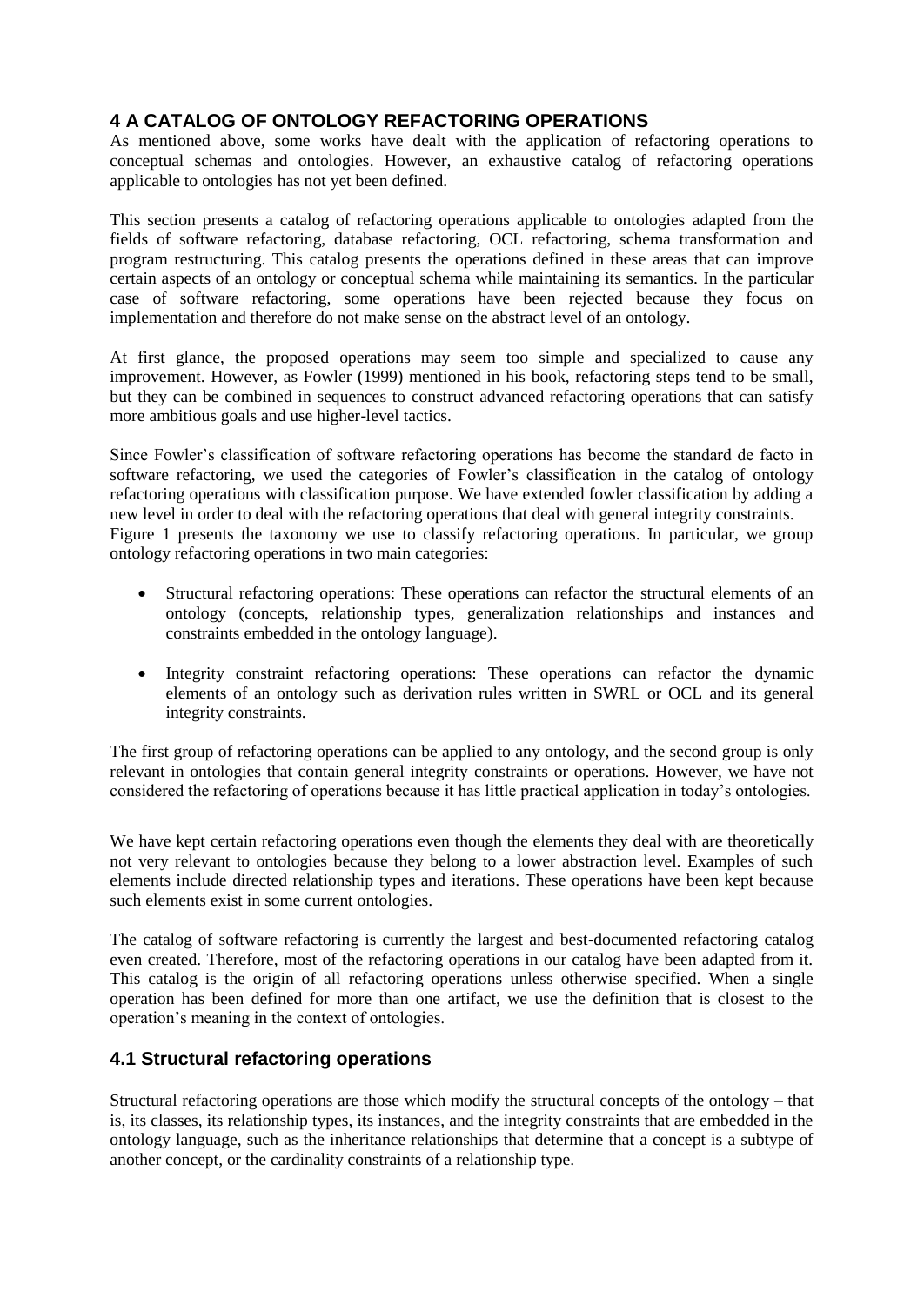## 4 A CATALOG OF ONTOLOGY REFACTORING OPERATIONS

As mentioned above, some works have dealt with the application of refactoring operations to conceptual schemas and ontologies. However, an exhaustive catalog of refactoring operations applicable to ontologies has not yet been defined.

This section presents a catalog of refactoring operations applicable to ontologies adapted from the fields of software refactoring, database refactoring, OCL refactoring, schema transformation and program restructuring. This catalog presents the operations defined in these areas that can improve certain aspects of an ontology or conceptual schema while maintaining its semantics. In the particular case of software refactoring, some operations have been rejected because they focus on implementation and therefore do not make sense on the abstract level of an ontology.

At first glance, the proposed operations may seem too simple and specialized to cause any improvement. However, as Fowler (1999) mentioned in his book, refactoring steps tend to be small, but they can be combined in sequences to construct advanced refactoring operations that can satisfy more ambitious goals and use higher-level tactics.

Since Fowler's classification of software refactoring operations has become the standard de facto in software refactoring, we used the categories of Fowler's classification in the catalog of ontology refactoring operations with classification purpose. We have extended fowler classification by adding a new level in order to deal with the refactoring operations that deal with general integrity constraints. Figure 1 presents the taxonomy we use to classify refactoring operations. In particular, we group ontology refactoring operations in two main categories:

- Structural refactoring operations: These operations can refactor the structural elements of an ontology (concepts, relationship types, generalization relationships and instances and constraints embedded in the ontology language).

- Integrity constraint refactoring operations: These operations can refactor the dynamic elements of an ontology such as derivation rules written in SWRL or OCL and its general integrity constraints.

The first group of refactoring operations can be applied to any ontology, and the second group is only relevant in ontologies that contain general integrity constraints or operations. However, we have not considered the refactoring of operations because it has little practical application in today's ontologies.

We have kept certain refactoring operations even though the elements they deal with are theoretically not very relevant to ontologies because they belong to a lower abstraction level. Examples of such elements include directed relationship types and iterations. These operations have been kept because such elements exist in some current ontologies.

The catalog of software refactoring is currently the largest and best-documented refactoring catalog even created. Therefore, most of the refactoring operations in our catalog have been adapted from it. This catalog is the origin of all refactoring operations unless otherwise specified. When a single operation has been defined for more than one artifact, we use the definition that is closest to the operation's meaning in the context of ontologies.

### 4.1 Structural refactoring operations

Structural refactoring operations are those which modify the structural concepts of the ontology – that is, its classes, its relationship types, its instances, and the integrity constraints that are embedded in the ontology language, such as the inheritance relationships that determine that a concept is a subtype of another concept, or the cardinality constraints of a relationship type.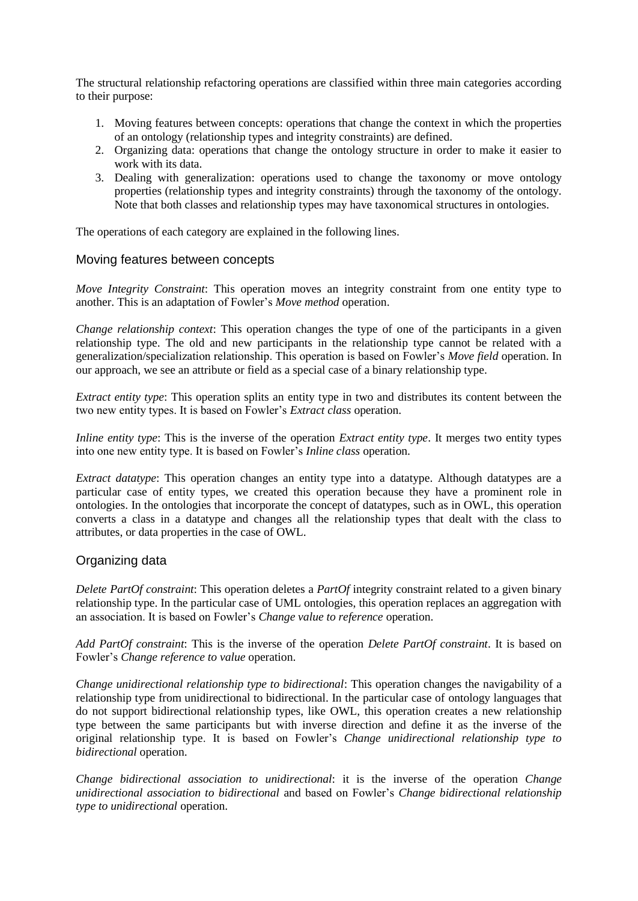The structural relationship refactoring operations are classified within three main categories according to their purpose:

1. Moving features between concepts: operations that change the context in which the properties of an ontology (relationship types and integrity constraints) are defined.
2. Organizing data: operations that change the ontology structure in order to make it easier to work with its data.
3. Dealing with generalization: operations used to change the taxonomy or move ontology properties (relationship types and integrity constraints) through the taxonomy of the ontology. Note that both classes and relationship types may have taxonomical structures in ontologies.

The operations of each category are explained in the following lines.

## Moving features between concepts

*Move Integrity Constraint*: This operation moves an integrity constraint from one entity type to another. This is an adaptation of Fowler's *Move method* operation.

*Change relationship context*: This operation changes the type of one of the participants in a given relationship type. The old and new participants in the relationship type cannot be related with a generalization/specialization relationship. This operation is based on Fowler's *Move field* operation. In our approach, we see an attribute or field as a special case of a binary relationship type.

*Extract entity type*: This operation splits an entity type in two and distributes its content between the two new entity types. It is based on Fowler's *Extract class* operation.

*Inline entity type*: This is the inverse of the operation *Extract entity type*. It merges two entity types into one new entity type. It is based on Fowler's *Inline class* operation.

*Extract datatype*: This operation changes an entity type into a datatype. Although datatypes are a particular case of entity types, we created this operation because they have a prominent role in ontologies. In the ontologies that incorporate the concept of datatypes, such as in OWL, this operation converts a class in a datatype and changes all the relationship types that dealt with the class to attributes, or data properties in the case of OWL.

## Organizing data

*Delete PartOf constraint*: This operation deletes a *PartOf* integrity constraint related to a given binary relationship type. In the particular case of UML ontologies, this operation replaces an aggregation with an association. It is based on Fowler's *Change value to reference* operation.

*Add PartOf constraint*: This is the inverse of the operation *Delete PartOf constraint*. It is based on Fowler's *Change reference to value* operation.

*Change unidirectional relationship type to bidirectional*: This operation changes the navigability of a relationship type from unidirectional to bidirectional. In the particular case of ontology languages that do not support bidirectional relationship types, like OWL, this operation creates a new relationship type between the same participants but with inverse direction and define it as the inverse of the original relationship type. It is based on Fowler's *Change unidirectional relationship type to bidirectional* operation.

*Change bidirectional association to unidirectional*: it is the inverse of the operation *Change unidirectional association to bidirectional* and based on Fowler's *Change bidirectional relationship type to unidirectional* operation.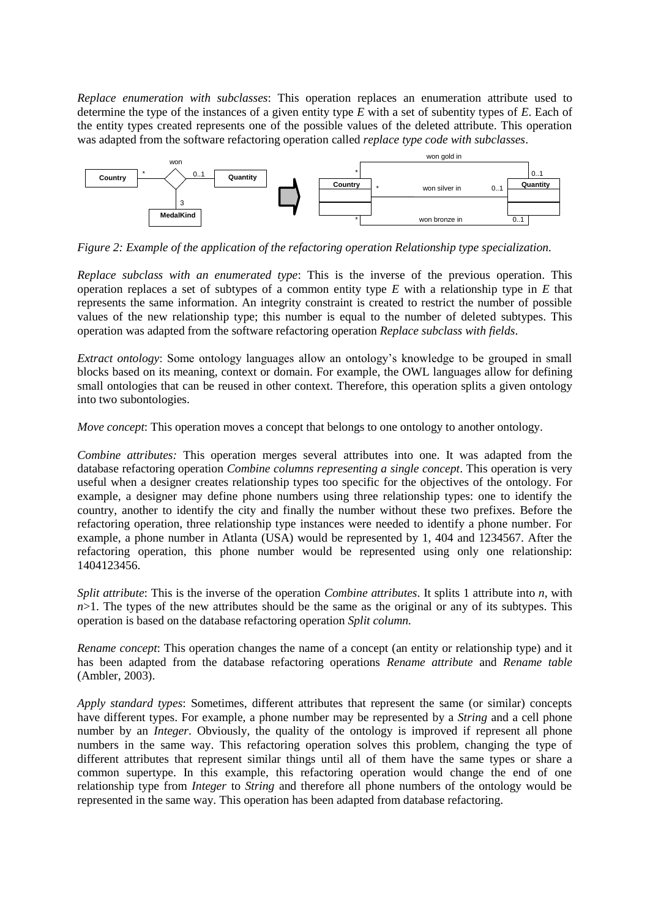*Replace enumeration with subclasses*: This operation replaces an enumeration attribute used to determine the type of the instances of a given entity type *E* with a set of subentity types of *E*. Each of the entity types created represents one of the possible values of the deleted attribute. This operation was adapted from the software refactoring operation called *replace type code with subclasses*.

*Figure 2: Example of the application of the refactoring operation Relationship type specialization.*

*Replace subclass with an enumerated type*: This is the inverse of the previous operation. This operation replaces a set of subtypes of a common entity type *E* with a relationship type in *E* that represents the same information. An integrity constraint is created to restrict the number of possible values of the new relationship type; this number is equal to the number of deleted subtypes. This operation was adapted from the software refactoring operation *Replace subclass with fields*.

*Extract ontology*: Some ontology languages allow an ontology's knowledge to be grouped in small blocks based on its meaning, context or domain. For example, the OWL languages allow for defining small ontologies that can be reused in other context. Therefore, this operation splits a given ontology into two subontologies.

*Move concept*: This operation moves a concept that belongs to one ontology to another ontology.

*Combine attributes:* This operation merges several attributes into one. It was adapted from the database refactoring operation *Combine columns representing a single concept*. This operation is very useful when a designer creates relationship types too specific for the objectives of the ontology. For example, a designer may define phone numbers using three relationship types: one to identify the country, another to identify the city and finally the number without these two prefixes. Before the refactoring operation, three relationship type instances were needed to identify a phone number. For example, a phone number in Atlanta (USA) would be represented by 1, 404 and 1234567. After the refactoring operation, this phone number would be represented using only one relationship: 1404123456.

*Split attribute*: This is the inverse of the operation *Combine attributes*. It splits 1 attribute into *n*, with $n>1$. The types of the new attributes should be the same as the original or any of its subtypes. This operation is based on the database refactoring operation *Split column.*

*Rename concept*: This operation changes the name of a concept (an entity or relationship type) and it has been adapted from the database refactoring operations *Rename attribute* and *Rename table* (Ambler, 2003).

*Apply standard types*: Sometimes, different attributes that represent the same (or similar) concepts have different types. For example, a phone number may be represented by a *String* and a cell phone number by an *Integer*. Obviously, the quality of the ontology is improved if represent all phone numbers in the same way. This refactoring operation solves this problem, changing the type of different attributes that represent similar things until all of them have the same types or share a common supertype. In this example, this refactoring operation would change the end of one relationship type from *Integer* to *String* and therefore all phone numbers of the ontology would be represented in the same way. This operation has been adapted from database refactoring.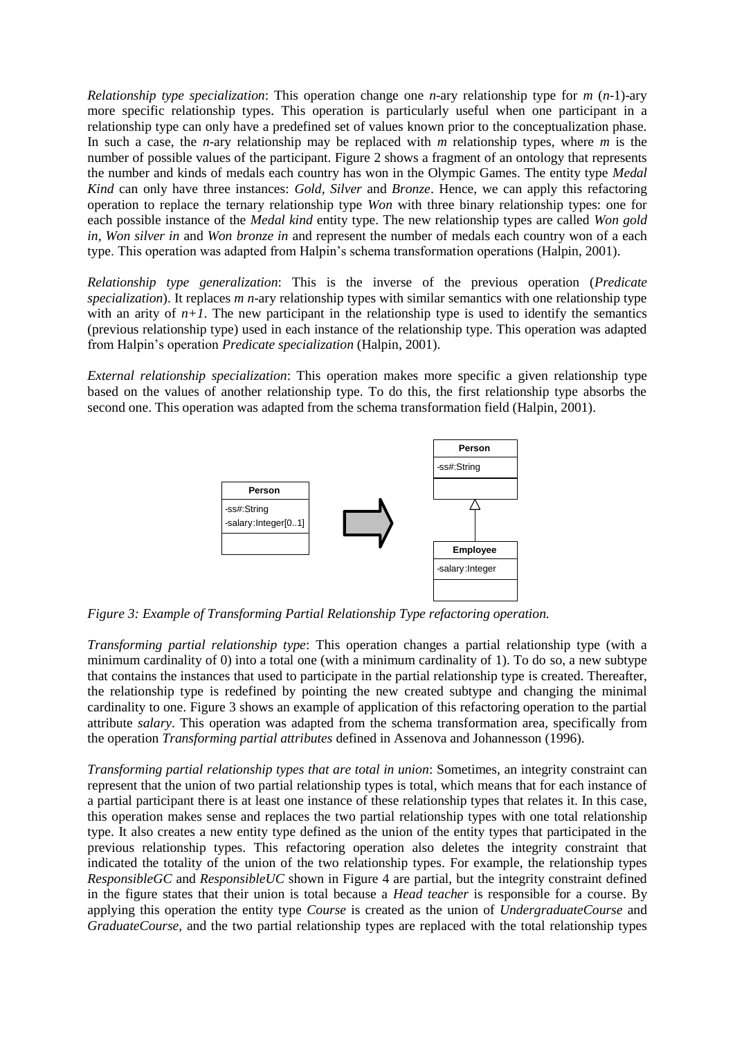*Relationship type specialization*: This operation change one $n$-ary relationship type for $m$ ($n$-1)-ary more specific relationship types. This operation is particularly useful when one participant in a relationship type can only have a predefined set of values known prior to the conceptualization phase. In such a case, the $n$-ary relationship may be replaced with $m$ relationship types, where $m$ is the number of possible values of the participant. Figure 2 shows a fragment of an ontology that represents the number and kinds of medals each country has won in the Olympic Games. The entity type *Medal Kind* can only have three instances: *Gold*, *Silver* and *Bronze*. Hence, we can apply this refactoring operation to replace the ternary relationship type *Won* with three binary relationship types: one for each possible instance of the *Medal kind* entity type. The new relationship types are called *Won gold in*, *Won silver in* and *Won bronze in* and represent the number of medals each country won of a each type. This operation was adapted from Halpin's schema transformation operations (Halpin, 2001).

*Relationship type generalization*: This is the inverse of the previous operation (*Predicate specialization*). It replaces $m$ $n$-ary relationship types with similar semantics with one relationship type with an arity of $n+1$. The new participant in the relationship type is used to identify the semantics (previous relationship type) used in each instance of the relationship type. This operation was adapted from Halpin's operation *Predicate specialization* (Halpin, 2001).

*External relationship specialization*: This operation makes more specific a given relationship type based on the values of another relationship type. To do this, the first relationship type absorbs the second one. This operation was adapted from the schema transformation field (Halpin, 2001).

*Figure 3: Example of Transforming Partial Relationship Type refactoring operation.*

*Transforming partial relationship type*: This operation changes a partial relationship type (with a minimum cardinality of 0) into a total one (with a minimum cardinality of 1). To do so, a new subtype that contains the instances that used to participate in the partial relationship type is created. Thereafter, the relationship type is redefined by pointing the new created subtype and changing the minimal cardinality to one. Figure 3 shows an example of application of this refactoring operation to the partial attribute *salary*. This operation was adapted from the schema transformation area, specifically from the operation *Transforming partial attributes* defined in Assenova and Johannesson (1996).

*Transforming partial relationship types that are total in union*: Sometimes, an integrity constraint can represent that the union of two partial relationship types is total, which means that for each instance of a partial participant there is at least one instance of these relationship types that relates it. In this case, this operation makes sense and replaces the two partial relationship types with one total relationship type. It also creates a new entity type defined as the union of the entity types that participated in the previous relationship types. This refactoring operation also deletes the integrity constraint that indicated the totality of the union of the two relationship types. For example, the relationship types *ResponsibleGC* and *ResponsibleUC* shown in Figure 4 are partial, but the integrity constraint defined in the figure states that their union is total because a *Head teacher* is responsible for a course. By applying this operation the entity type *Course* is created as the union of *UndergraduateCourse* and *GraduateCourse*, and the two partial relationship types are replaced with the total relationship types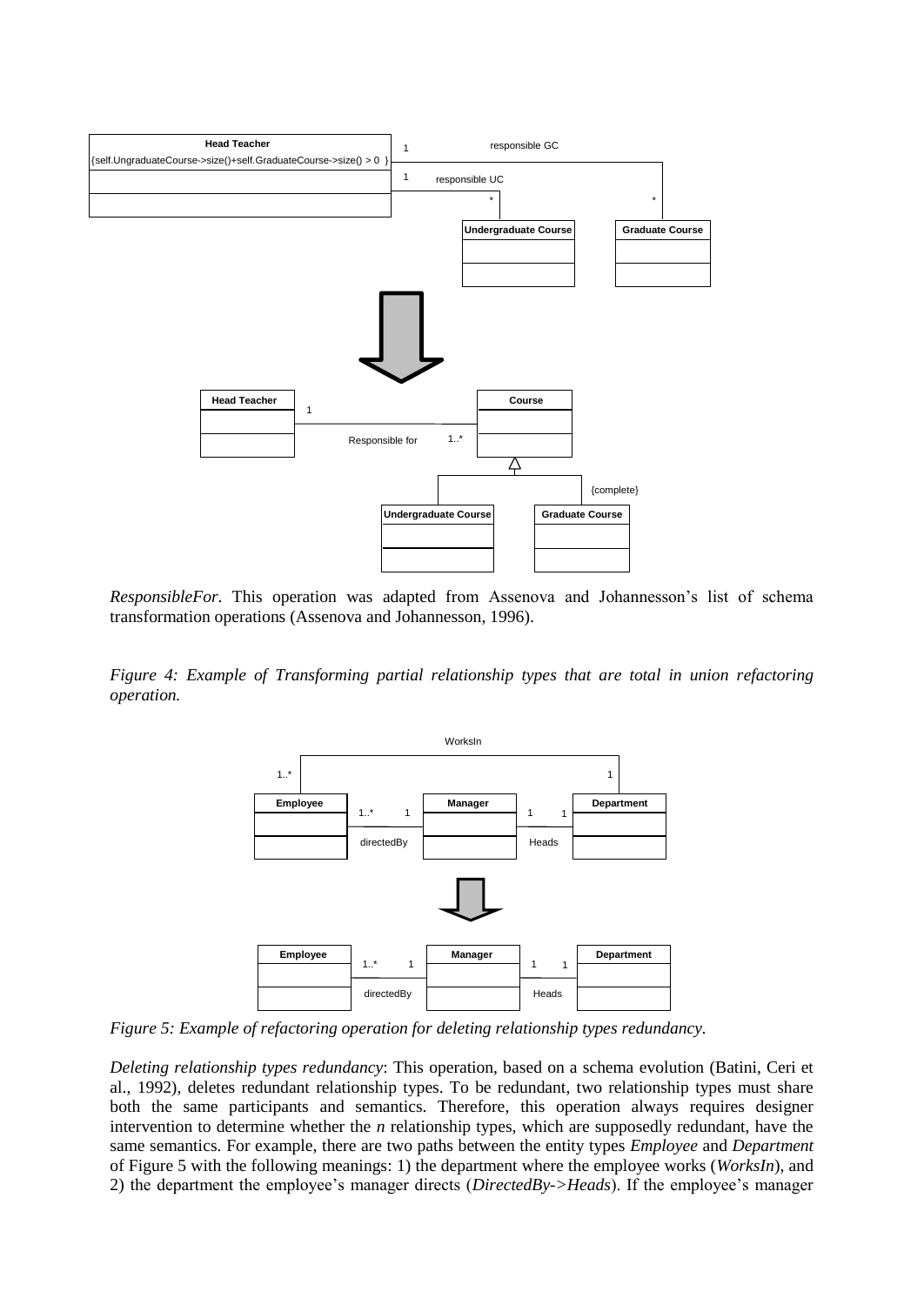*ResponsibleFor*. This operation was adapted from Assenova and Johannesson's list of schema transformation operations (Assenova and Johannesson, 1996).

*Figure 4: Example of Transforming partial relationship types that are total in union refactoring operation.*

*Figure 5: Example of refactoring operation for deleting relationship types redundancy.*

*Deleting relationship types redundancy*: This operation, based on a schema evolution (Batini, Ceri et al., 1992), deletes redundant relationship types. To be redundant, two relationship types must share both the same participants and semantics. Therefore, this operation always requires designer intervention to determine whether the *n* relationship types, which are supposedly redundant, have the same semantics. For example, there are two paths between the entity types *Employee* and *Department* of Figure 5 with the following meanings: 1) the department where the employee works (*WorksIn*), and 2) the department the employee's manager directs (*DirectedBy->Heads*). If the employee's manager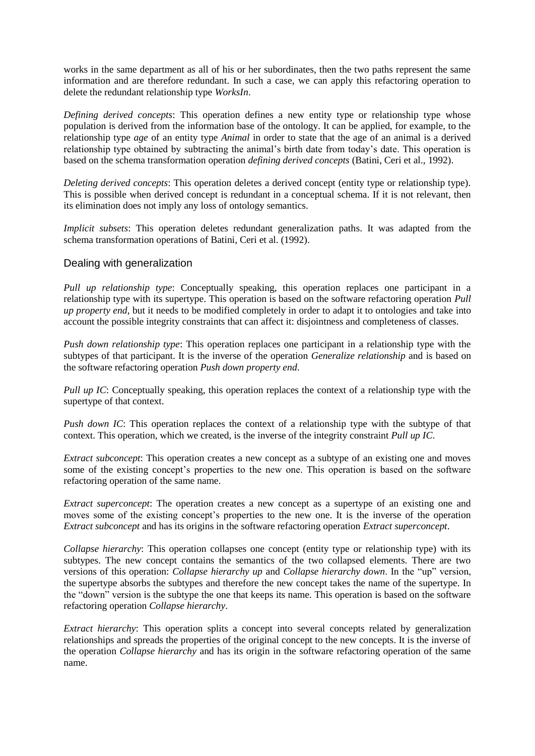works in the same department as all of his or her subordinates, then the two paths represent the same information and are therefore redundant. In such a case, we can apply this refactoring operation to delete the redundant relationship type *WorksIn*.

*Defining derived concepts*: This operation defines a new entity type or relationship type whose population is derived from the information base of the ontology. It can be applied, for example, to the relationship type *age* of an entity type *Animal* in order to state that the age of an animal is a derived relationship type obtained by subtracting the animal's birth date from today's date. This operation is based on the schema transformation operation *defining derived concepts* (Batini, Ceri et al., 1992).

*Deleting derived concepts*: This operation deletes a derived concept (entity type or relationship type). This is possible when derived concept is redundant in a conceptual schema. If it is not relevant, then its elimination does not imply any loss of ontology semantics.

*Implicit subsets*: This operation deletes redundant generalization paths. It was adapted from the schema transformation operations of Batini, Ceri et al. (1992).

## Dealing with generalization

*Pull up relationship type*: Conceptually speaking, this operation replaces one participant in a relationship type with its supertype. This operation is based on the software refactoring operation *Pull up property end*, but it needs to be modified completely in order to adapt it to ontologies and take into account the possible integrity constraints that can affect it: disjointness and completeness of classes.

*Push down relationship type*: This operation replaces one participant in a relationship type with the subtypes of that participant. It is the inverse of the operation *Generalize relationship* and is based on the software refactoring operation *Push down property end*.

*Pull up IC*: Conceptually speaking, this operation replaces the context of a relationship type with the supertype of that context.

*Push down IC*: This operation replaces the context of a relationship type with the subtype of that context. This operation, which we created, is the inverse of the integrity constraint *Pull up IC*.

*Extract subconcept*: This operation creates a new concept as a subtype of an existing one and moves some of the existing concept's properties to the new one. This operation is based on the software refactoring operation of the same name.

*Extract superconcept*: The operation creates a new concept as a supertype of an existing one and moves some of the existing concept's properties to the new one. It is the inverse of the operation *Extract subconcept* and has its origins in the software refactoring operation *Extract superconcept*.

*Collapse hierarchy*: This operation collapses one concept (entity type or relationship type) with its subtypes. The new concept contains the semantics of the two collapsed elements. There are two versions of this operation: *Collapse hierarchy up* and *Collapse hierarchy down*. In the "up" version, the supertype absorbs the subtypes and therefore the new concept takes the name of the supertype. In the "down" version is the subtype the one that keeps its name. This operation is based on the software refactoring operation *Collapse hierarchy*.

*Extract hierarchy*: This operation splits a concept into several concepts related by generalization relationships and spreads the properties of the original concept to the new concepts. It is the inverse of the operation *Collapse hierarchy* and has its origin in the software refactoring operation of the same name.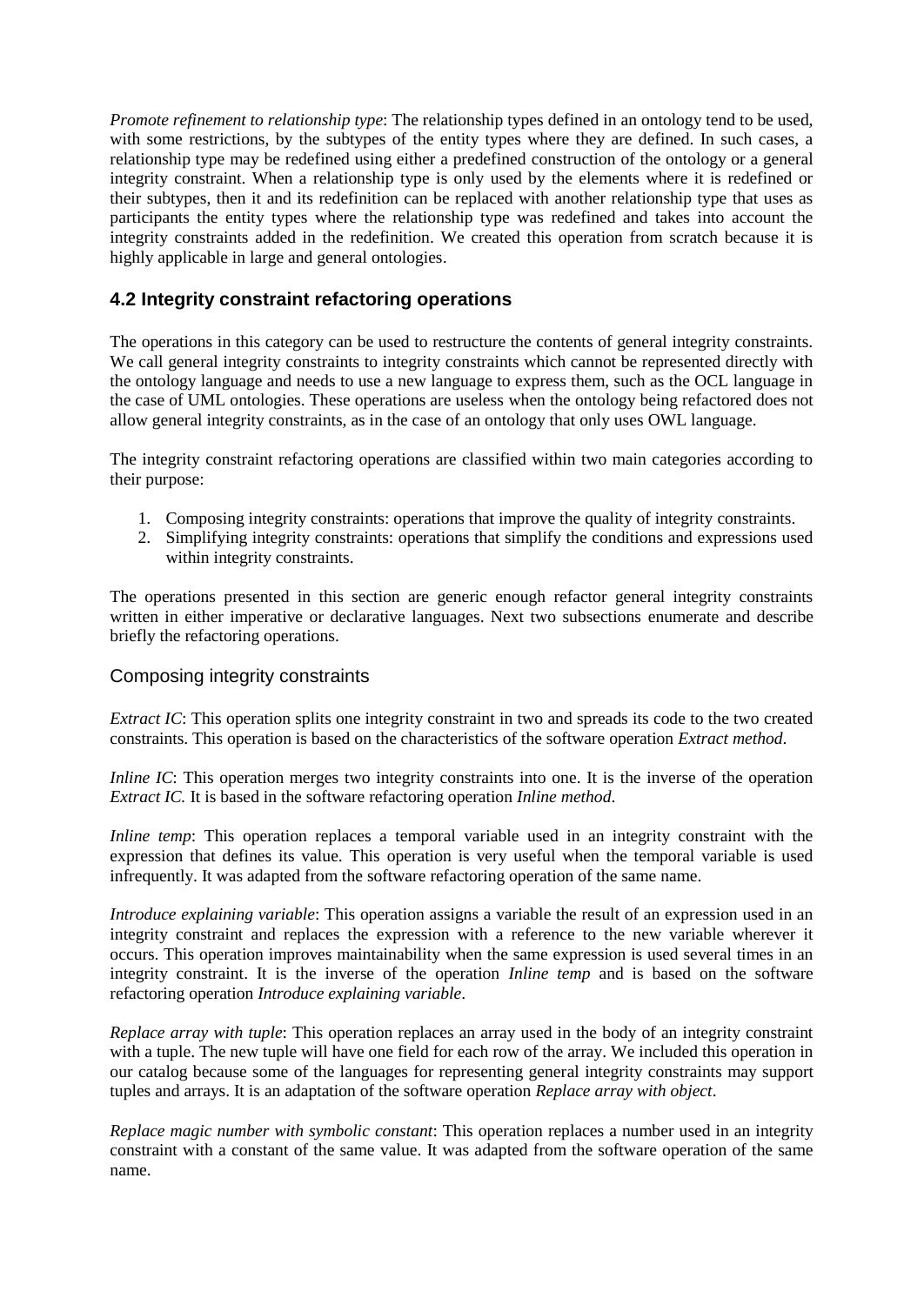*Promote refinement to relationship type*: The relationship types defined in an ontology tend to be used, with some restrictions, by the subtypes of the entity types where they are defined. In such cases, a relationship type may be redefined using either a predefined construction of the ontology or a general integrity constraint. When a relationship type is only used by the elements where it is redefined or their subtypes, then it and its redefinition can be replaced with another relationship type that uses as participants the entity types where the relationship type was redefined and takes into account the integrity constraints added in the redefinition. We created this operation from scratch because it is highly applicable in large and general ontologies.

### 4.2 Integrity constraint refactoring operations

The operations in this category can be used to restructure the contents of general integrity constraints. We call general integrity constraints to integrity constraints which cannot be represented directly with the ontology language and needs to use a new language to express them, such as the OCL language in the case of UML ontologies. These operations are useless when the ontology being refactored does not allow general integrity constraints, as in the case of an ontology that only uses OWL language.

The integrity constraint refactoring operations are classified within two main categories according to their purpose:

1. Composing integrity constraints: operations that improve the quality of integrity constraints.
2. Simplifying integrity constraints: operations that simplify the conditions and expressions used within integrity constraints.

The operations presented in this section are generic enough refactor general integrity constraints written in either imperative or declarative languages. Next two subsections enumerate and describe briefly the refactoring operations.

#### Composing integrity constraints

*Extract IC*: This operation splits one integrity constraint in two and spreads its code to the two created constraints. This operation is based on the characteristics of the software operation *Extract method*.

*Inline IC*: This operation merges two integrity constraints into one. It is the inverse of the operation *Extract IC.* It is based in the software refactoring operation *Inline method*.

*Inline temp*: This operation replaces a temporal variable used in an integrity constraint with the expression that defines its value. This operation is very useful when the temporal variable is used infrequently. It was adapted from the software refactoring operation of the same name.

*Introduce explaining variable*: This operation assigns a variable the result of an expression used in an integrity constraint and replaces the expression with a reference to the new variable wherever it occurs. This operation improves maintainability when the same expression is used several times in an integrity constraint. It is the inverse of the operation *Inline temp* and is based on the software refactoring operation *Introduce explaining variable*.

*Replace array with tuple*: This operation replaces an array used in the body of an integrity constraint with a tuple. The new tuple will have one field for each row of the array. We included this operation in our catalog because some of the languages for representing general integrity constraints may support tuples and arrays. It is an adaptation of the software operation *Replace array with object*.

*Replace magic number with symbolic constant*: This operation replaces a number used in an integrity constraint with a constant of the same value. It was adapted from the software operation of the same name.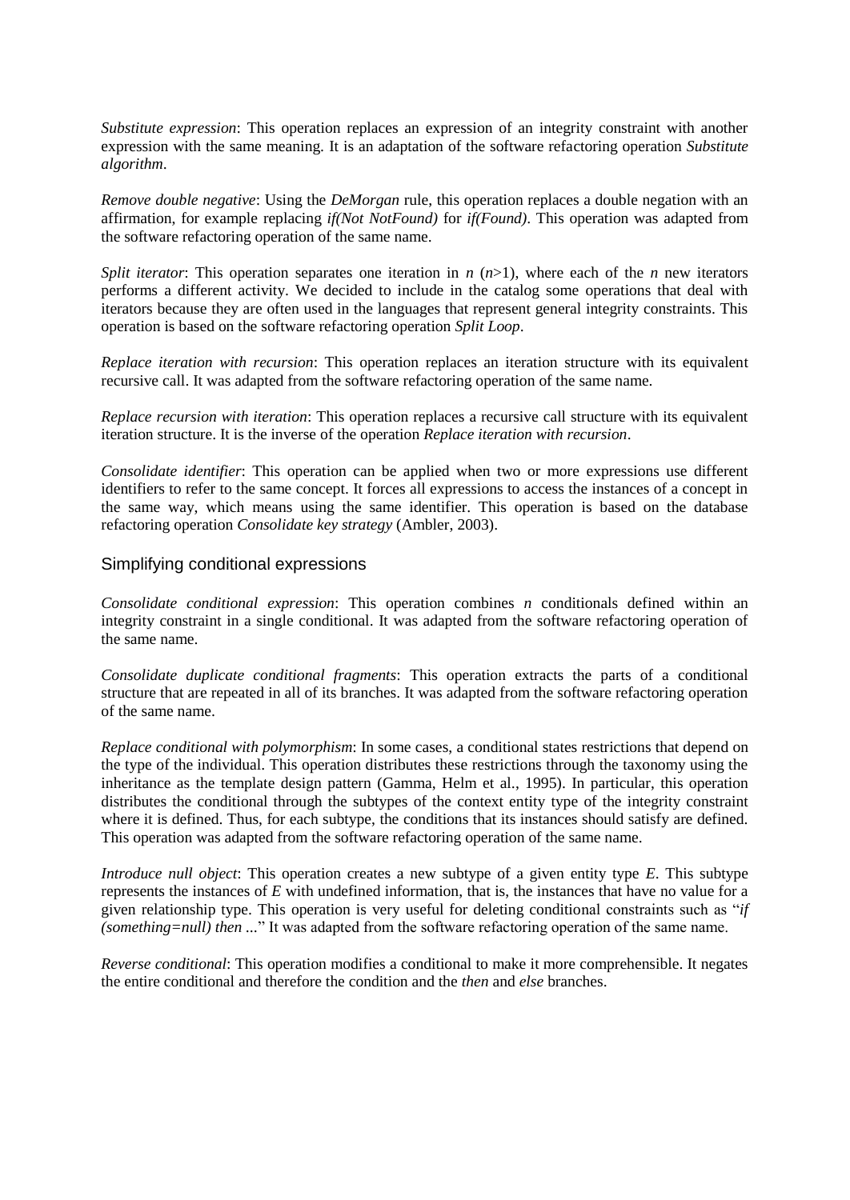*Substitute expression*: This operation replaces an expression of an integrity constraint with another expression with the same meaning. It is an adaptation of the software refactoring operation *Substitute algorithm*.

*Remove double negative*: Using the *DeMorgan* rule, this operation replaces a double negation with an affirmation, for example replacing *if(Not NotFound)* for *if(Found)*. This operation was adapted from the software refactoring operation of the same name.

*Split iterator*: This operation separates one iteration in $n$ ($n$>1), where each of the $n$ new iterators performs a different activity. We decided to include in the catalog some operations that deal with iterators because they are often used in the languages that represent general integrity constraints. This operation is based on the software refactoring operation *Split Loop*.

*Replace iteration with recursion*: This operation replaces an iteration structure with its equivalent recursive call. It was adapted from the software refactoring operation of the same name.

*Replace recursion with iteration*: This operation replaces a recursive call structure with its equivalent iteration structure. It is the inverse of the operation *Replace iteration with recursion*.

*Consolidate identifier*: This operation can be applied when two or more expressions use different identifiers to refer to the same concept. It forces all expressions to access the instances of a concept in the same way, which means using the same identifier. This operation is based on the database refactoring operation *Consolidate key strategy* (Ambler, 2003).

## Simplifying conditional expressions

*Consolidate conditional expression*: This operation combines $n$ conditionals defined within an integrity constraint in a single conditional. It was adapted from the software refactoring operation of the same name.

*Consolidate duplicate conditional fragments*: This operation extracts the parts of a conditional structure that are repeated in all of its branches. It was adapted from the software refactoring operation of the same name.

*Replace conditional with polymorphism*: In some cases, a conditional states restrictions that depend on the type of the individual. This operation distributes these restrictions through the taxonomy using the inheritance as the template design pattern (Gamma, Helm et al., 1995). In particular, this operation distributes the conditional through the subtypes of the context entity type of the integrity constraint where it is defined. Thus, for each subtype, the conditions that its instances should satisfy are defined. This operation was adapted from the software refactoring operation of the same name.

*Introduce null object*: This operation creates a new subtype of a given entity type $E$. This subtype represents the instances of $E$ with undefined information, that is, the instances that have no value for a given relationship type. This operation is very useful for deleting conditional constraints such as "*if (something=null) then ...*" It was adapted from the software refactoring operation of the same name.

*Reverse conditional*: This operation modifies a conditional to make it more comprehensible. It negates the entire conditional and therefore the condition and the *then* and *else* branches.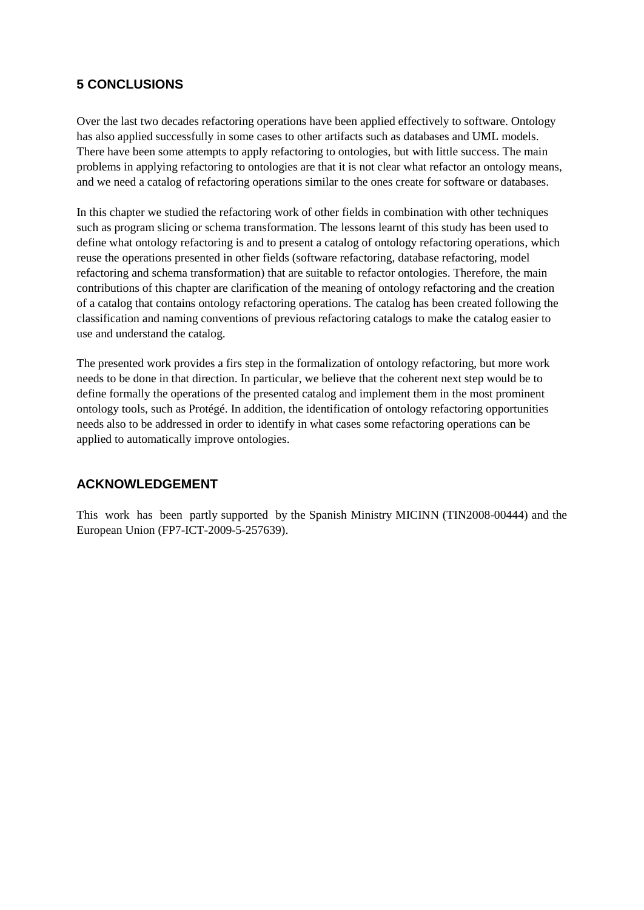## 5 CONCLUSIONS

Over the last two decades refactoring operations have been applied effectively to software. Ontology has also applied successfully in some cases to other artifacts such as databases and UML models. There have been some attempts to apply refactoring to ontologies, but with little success. The main problems in applying refactoring to ontologies are that it is not clear what refactor an ontology means, and we need a catalog of refactoring operations similar to the ones create for software or databases.

In this chapter we studied the refactoring work of other fields in combination with other techniques such as program slicing or schema transformation. The lessons learnt of this study has been used to define what ontology refactoring is and to present a catalog of ontology refactoring operations, which reuse the operations presented in other fields (software refactoring, database refactoring, model refactoring and schema transformation) that are suitable to refactor ontologies. Therefore, the main contributions of this chapter are clarification of the meaning of ontology refactoring and the creation of a catalog that contains ontology refactoring operations. The catalog has been created following the classification and naming conventions of previous refactoring catalogs to make the catalog easier to use and understand the catalog.

The presented work provides a firs step in the formalization of ontology refactoring, but more work needs to be done in that direction. In particular, we believe that the coherent next step would be to define formally the operations of the presented catalog and implement them in the most prominent ontology tools, such as Protégé. In addition, the identification of ontology refactoring opportunities needs also to be addressed in order to identify in what cases some refactoring operations can be applied to automatically improve ontologies.

## ACKNOWLEDGEMENT

This work has been partly supported by the Spanish Ministry MICINN (TIN2008-00444) and the European Union (FP7-ICT-2009-5-257639).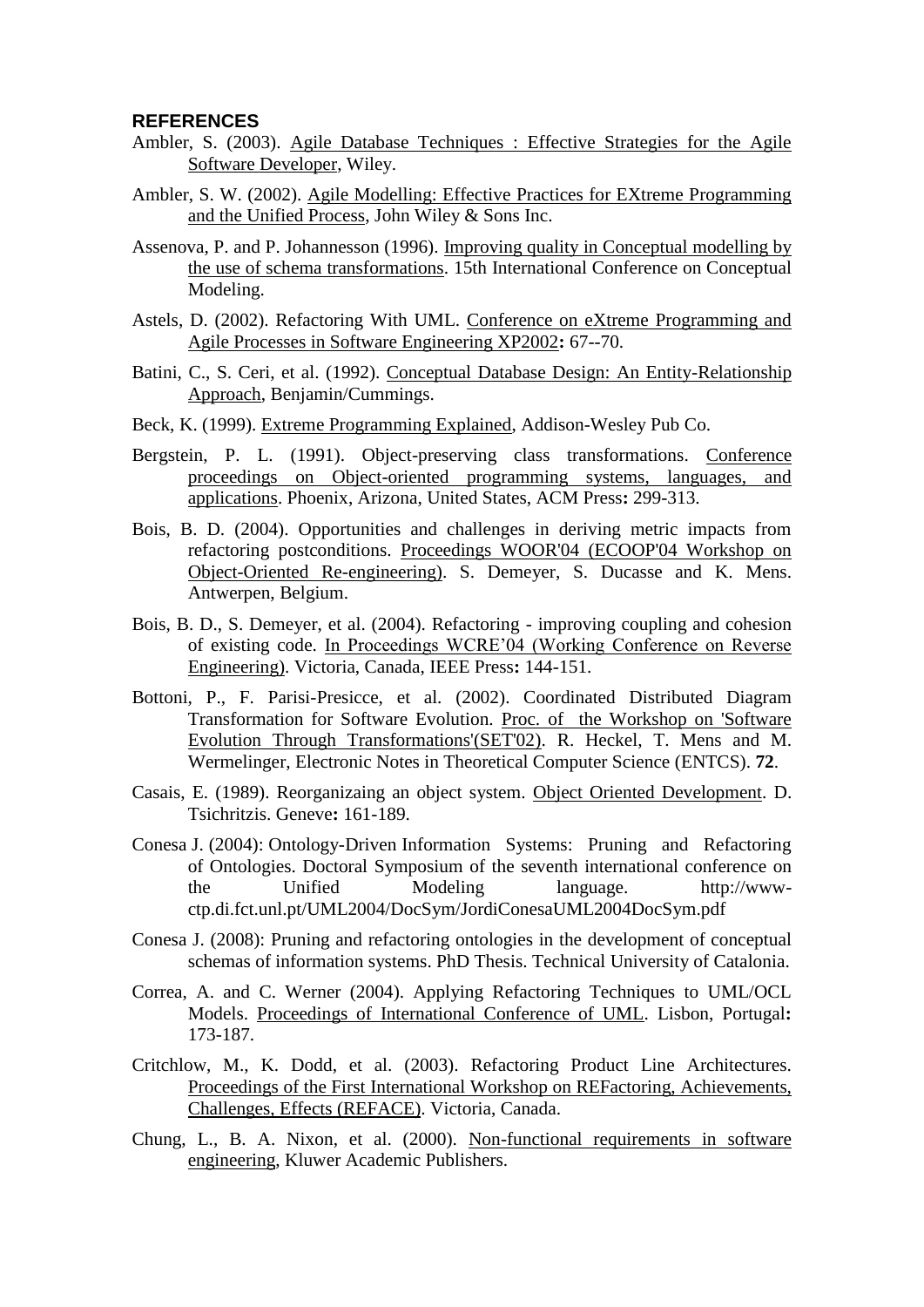## REFERENCES

Ambler, S. (2003). Agile Database Techniques : Effective Strategies for the Agile Software Developer, Wiley.

Ambler, S. W. (2002). Agile Modelling: Effective Practices for EXtreme Programming and the Unified Process, John Wiley & Sons Inc.

Assenova, P. and P. Johannesson (1996). Improving quality in Conceptual modelling by the use of schema transformations. 15th International Conference on Conceptual Modeling.

Astels, D. (2002). Refactoring With UML. Conference on eXtreme Programming and Agile Processes in Software Engineering XP2002**:** 67--70.

Batini, C., S. Ceri, et al. (1992). Conceptual Database Design: An Entity-Relationship Approach, Benjamin/Cummings.

Beck, K. (1999). Extreme Programming Explained, Addison-Wesley Pub Co.

Bergstein, P. L. (1991). Object-preserving class transformations. Conference proceedings on Object-oriented programming systems, languages, and applications. Phoenix, Arizona, United States, ACM Press**:** 299-313.

Bois, B. D. (2004). Opportunities and challenges in deriving metric impacts from refactoring postconditions. Proceedings WOOR'04 (ECOOP'04 Workshop on Object-Oriented Re-engineering). S. Demeyer, S. Ducasse and K. Mens. Antwerpen, Belgium.

Bois, B. D., S. Demeyer, et al. (2004). Refactoring - improving coupling and cohesion of existing code. In Proceedings WCRE'04 (Working Conference on Reverse Engineering). Victoria, Canada, IEEE Press**:** 144-151.

Bottoni, P., F. Parisi-Presicce, et al. (2002). Coordinated Distributed Diagram Transformation for Software Evolution. Proc. of the Workshop on 'Software Evolution Through Transformations'(SET'02). R. Heckel, T. Mens and M. Wermelinger, Electronic Notes in Theoretical Computer Science (ENTCS). **72**.

Casais, E. (1989). Reorganizaing an object system. Object Oriented Development. D. Tsichritzis. Geneve**:** 161-189.

Conesa J. (2004): Ontology-Driven Information Systems: Pruning and Refactoring of Ontologies. Doctoral Symposium of the seventh international conference on the Unified Modeling language. http://www-ctp.di.fct.unl.pt/UML2004/DocSym/JordiConesaUML2004DocSym.pdf

Conesa J. (2008): Pruning and refactoring ontologies in the development of conceptual schemas of information systems. PhD Thesis. Technical University of Catalonia.

Correa, A. and C. Werner (2004). Applying Refactoring Techniques to UML/OCL Models. Proceedings of International Conference of UML. Lisbon, Portugal**:** 173-187.

Critchlow, M., K. Dodd, et al. (2003). Refactoring Product Line Architectures. Proceedings of the First International Workshop on REFactoring, Achievements, Challenges, Effects (REFACE). Victoria, Canada.

Chung, L., B. A. Nixon, et al. (2000). Non-functional requirements in software engineering, Kluwer Academic Publishers.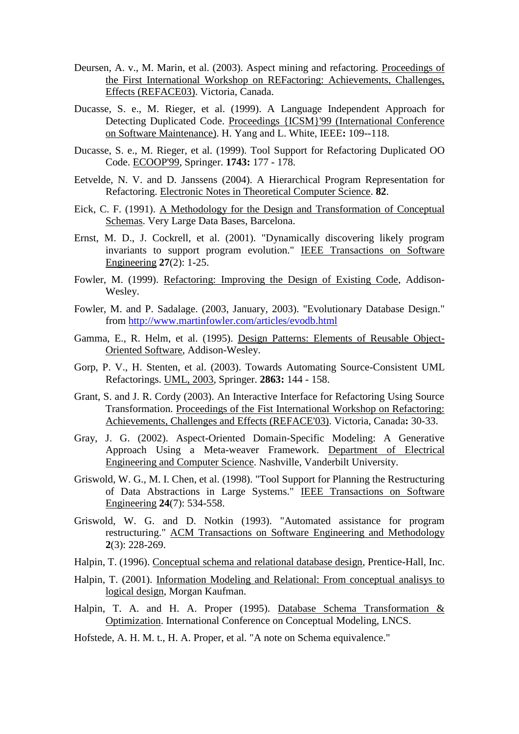Deursen, A. v., M. Marin, et al. (2003). Aspect mining and refactoring. Proceedings of the First International Workshop on REFactoring: Achievements, Challenges, Effects (REFACE03). Victoria, Canada.

Ducasse, S. e., M. Rieger, et al. (1999). A Language Independent Approach for Detecting Duplicated Code. Proceedings {ICSM}'99 (International Conference on Software Maintenance). H. Yang and L. White, IEEE**:** 109--118.

Ducasse, S. e., M. Rieger, et al. (1999). Tool Support for Refactoring Duplicated OO Code. ECOOP'99, Springer. **1743:** 177 - 178.

Eetvelde, N. V. and D. Janssens (2004). A Hierarchical Program Representation for Refactoring. Electronic Notes in Theoretical Computer Science. **82**.

Eick, C. F. (1991). A Methodology for the Design and Transformation of Conceptual Schemas. Very Large Data Bases, Barcelona.

Ernst, M. D., J. Cockrell, et al. (2001). "Dynamically discovering likely program invariants to support program evolution." IEEE Transactions on Software Engineering **27**(2): 1-25.

Fowler, M. (1999). Refactoring: Improving the Design of Existing Code, Addison-Wesley.

Fowler, M. and P. Sadalage. (2003, January, 2003). "Evolutionary Database Design." from http://www.martinfowler.com/articles/evodb.html

Gamma, E., R. Helm, et al. (1995). Design Patterns: Elements of Reusable Object-Oriented Software, Addison-Wesley.

Gorp, P. V., H. Stenten, et al. (2003). Towards Automating Source-Consistent UML Refactorings. UML, 2003, Springer. **2863:** 144 - 158.

Grant, S. and J. R. Cordy (2003). An Interactive Interface for Refactoring Using Source Transformation. Proceedings of the Fist International Workshop on Refactoring: Achievements, Challenges and Effects (REFACE'03). Victoria, Canada**:** 30-33.

Gray, J. G. (2002). Aspect-Oriented Domain-Specific Modeling: A Generative Approach Using a Meta-weaver Framework. Department of Electrical Engineering and Computer Science. Nashville, Vanderbilt University.

Griswold, W. G., M. I. Chen, et al. (1998). "Tool Support for Planning the Restructuring of Data Abstractions in Large Systems." IEEE Transactions on Software Engineering **24**(7): 534-558.

Griswold, W. G. and D. Notkin (1993). "Automated assistance for program restructuring." ACM Transactions on Software Engineering and Methodology **2**(3): 228-269.

Halpin, T. (1996). Conceptual schema and relational database design, Prentice-Hall, Inc.

Halpin, T. (2001). Information Modeling and Relational: From conceptual analisys to logical design, Morgan Kaufman.

Halpin, T. A. and H. A. Proper (1995). Database Schema Transformation & Optimization. International Conference on Conceptual Modeling, LNCS.

Hofstede, A. H. M. t., H. A. Proper, et al. "A note on Schema equivalence."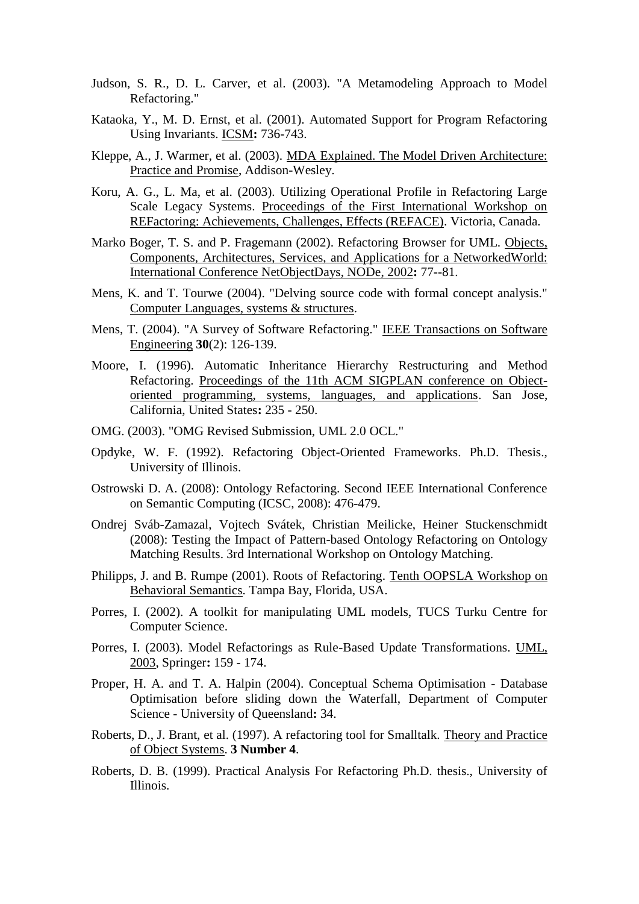Judson, S. R., D. L. Carver, et al. (2003). "A Metamodeling Approach to Model Refactoring."

Kataoka, Y., M. D. Ernst, et al. (2001). Automated Support for Program Refactoring Using Invariants. ICSM**:** 736-743.

Kleppe, A., J. Warmer, et al. (2003). MDA Explained. The Model Driven Architecture: Practice and Promise, Addison-Wesley.

Koru, A. G., L. Ma, et al. (2003). Utilizing Operational Profile in Refactoring Large Scale Legacy Systems. Proceedings of the First International Workshop on REFactoring: Achievements, Challenges, Effects (REFACE). Victoria, Canada.

Marko Boger, T. S. and P. Fragemann (2002). Refactoring Browser for UML. Objects, Components, Architectures, Services, and Applications for a NetworkedWorld: International Conference NetObjectDays, NODe, 2002**:** 77--81.

Mens, K. and T. Tourwe (2004). "Delving source code with formal concept analysis." Computer Languages, systems & structures.

Mens, T. (2004). "A Survey of Software Refactoring." IEEE Transactions on Software Engineering **30**(2): 126-139.

Moore, I. (1996). Automatic Inheritance Hierarchy Restructuring and Method Refactoring. Proceedings of the 11th ACM SIGPLAN conference on Object-oriented programming, systems, languages, and applications. San Jose, California, United States**:** 235 - 250.

OMG. (2003). "OMG Revised Submission, UML 2.0 OCL."

Opdyke, W. F. (1992). Refactoring Object-Oriented Frameworks. Ph.D. Thesis., University of Illinois.

Ostrowski D. A. (2008): Ontology Refactoring. Second IEEE International Conference on Semantic Computing (ICSC, 2008): 476-479.

Ondrej Sváb-Zamazal, Vojtech Svátek, Christian Meilicke, Heiner Stuckenschmidt (2008): Testing the Impact of Pattern-based Ontology Refactoring on Ontology Matching Results. 3rd International Workshop on Ontology Matching.

Philipps, J. and B. Rumpe (2001). Roots of Refactoring. Tenth OOPSLA Workshop on Behavioral Semantics. Tampa Bay, Florida, USA.

Porres, I. (2002). A toolkit for manipulating UML models, TUCS Turku Centre for Computer Science.

Porres, I. (2003). Model Refactorings as Rule-Based Update Transformations. UML, 2003, Springer**:** 159 - 174.

Proper, H. A. and T. A. Halpin (2004). Conceptual Schema Optimisation - Database Optimisation before sliding down the Waterfall, Department of Computer Science - University of Queensland**:** 34.

Roberts, D., J. Brant, et al. (1997). A refactoring tool for Smalltalk. Theory and Practice of Object Systems. **3 Number 4**.

Roberts, D. B. (1999). Practical Analysis For Refactoring Ph.D. thesis., University of Illinois.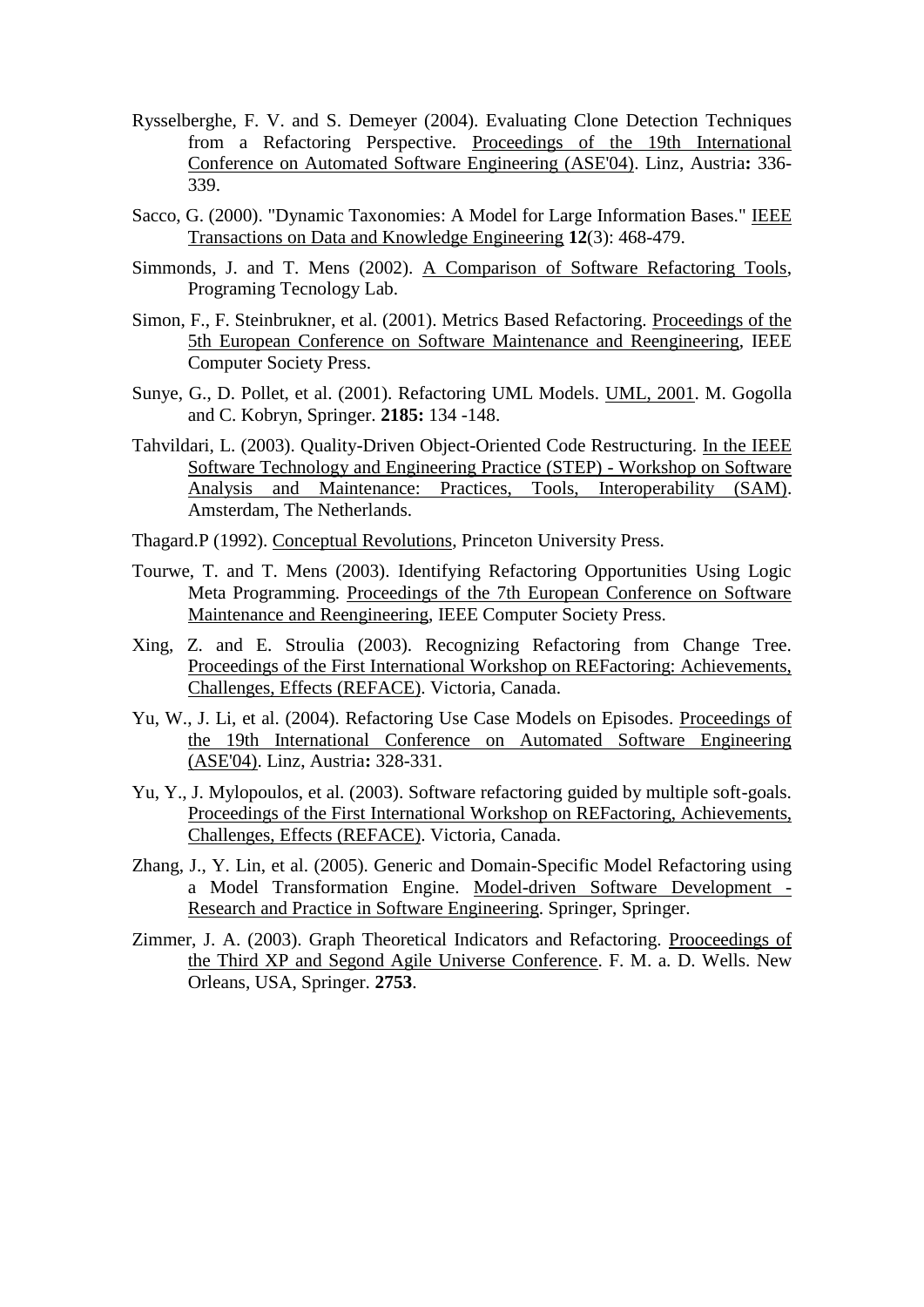Rysselberghe, F. V. and S. Demeyer (2004). Evaluating Clone Detection Techniques from a Refactoring Perspective. Proceedings of the 19th International Conference on Automated Software Engineering (ASE'04). Linz, Austria**:** 336-339.

Sacco, G. (2000). "Dynamic Taxonomies: A Model for Large Information Bases." IEEE Transactions on Data and Knowledge Engineering **12**(3): 468-479.

Simmonds, J. and T. Mens (2002). A Comparison of Software Refactoring Tools, Programing Tecnology Lab.

Simon, F., F. Steinbrukner, et al. (2001). Metrics Based Refactoring. Proceedings of the 5th European Conference on Software Maintenance and Reengineering, IEEE Computer Society Press.

Sunye, G., D. Pollet, et al. (2001). Refactoring UML Models. UML, 2001. M. Gogolla and C. Kobryn, Springer. **2185:** 134 -148.

Tahvildari, L. (2003). Quality-Driven Object-Oriented Code Restructuring. In the IEEE Software Technology and Engineering Practice (STEP) - Workshop on Software Analysis and Maintenance: Practices, Tools, Interoperability (SAM). Amsterdam, The Netherlands.

Thagard.P (1992). Conceptual Revolutions, Princeton University Press.

Tourwe, T. and T. Mens (2003). Identifying Refactoring Opportunities Using Logic Meta Programming. Proceedings of the 7th European Conference on Software Maintenance and Reengineering, IEEE Computer Society Press.

Xing, Z. and E. Stroulia (2003). Recognizing Refactoring from Change Tree. Proceedings of the First International Workshop on REFactoring: Achievements, Challenges, Effects (REFACE). Victoria, Canada.

Yu, W., J. Li, et al. (2004). Refactoring Use Case Models on Episodes. Proceedings of the 19th International Conference on Automated Software Engineering (ASE'04). Linz, Austria**:** 328-331.

Yu, Y., J. Mylopoulos, et al. (2003). Software refactoring guided by multiple soft-goals. Proceedings of the First International Workshop on REFactoring, Achievements, Challenges, Effects (REFACE). Victoria, Canada.

Zhang, J., Y. Lin, et al. (2005). Generic and Domain-Specific Model Refactoring using a Model Transformation Engine. Model-driven Software Development - Research and Practice in Software Engineering. Springer, Springer.

Zimmer, J. A. (2003). Graph Theoretical Indicators and Refactoring. Prooceedings of the Third XP and Segond Agile Universe Conference. F. M. a. D. Wells. New Orleans, USA, Springer. **2753**.